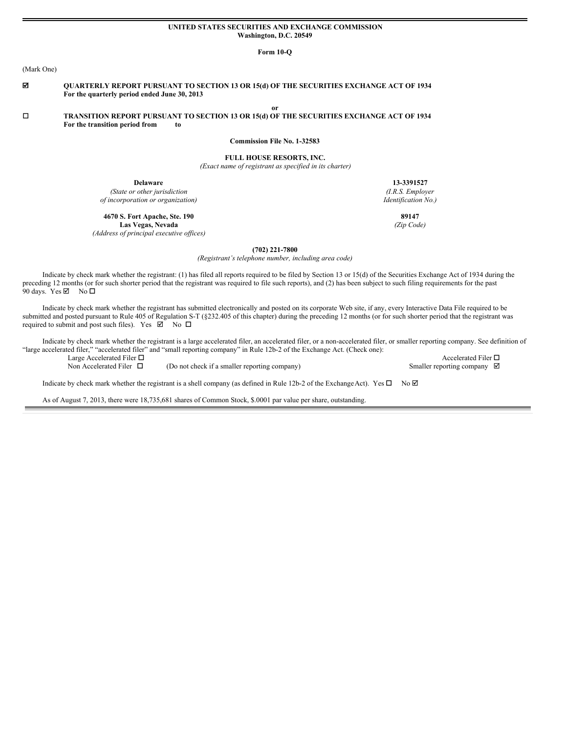**UNITED STATES SECURITIES AND EXCHANGE COMMISSION**
**Washington, D.C. 20549**

**Form 10-Q**

(Mark One)

☑ **QUARTERLY REPORT PURSUANT TO SECTION 13 OR 15(d) OF THE SECURITIES EXCHANGE ACT OF 1934**
**For the quarterly period ended June 30, 2013**

**or**

☐ **TRANSITION REPORT PURSUANT TO SECTION 13 OR 15(d) OF THE SECURITIES EXCHANGE ACT OF 1934**
**For the transition period from to**

**Commission File No. 1-32583**

**FULL HOUSE RESORTS, INC.**
*(Exact name of registrant as specified in its charter)*

| | |
|---|---|
| **Delaware** | **13-3391527** |
| *(State or other jurisdiction of incorporation or organization)* | *(I.R.S. Employer Identification No.)* |
| **4670 S. Fort Apache, Ste. 190 Las Vegas, Nevada** | **89147** |
| *(Address of principal executive offices)* | *(Zip Code)* |

**(702) 221-7800**
*(Registrant's telephone number, including area code)*

Indicate by check mark whether the registrant: (1) has filed all reports required to be filed by Section 13 or 15(d) of the Securities Exchange Act of 1934 during the preceding 12 months (or for such shorter period that the registrant was required to file such reports), and (2) has been subject to such filing requirements for the past 90 days. Yes ☑ No ☐

Indicate by check mark whether the registrant has submitted electronically and posted on its corporate Web site, if any, every Interactive Data File required to be submitted and posted pursuant to Rule 405 of Regulation S-T (§232.405 of this chapter) during the preceding 12 months (or for such shorter period that the registrant was required to submit and post such files). Yes ☑ No ☐

Indicate by check mark whether the registrant is a large accelerated filer, an accelerated filer, or a non-accelerated filer, or smaller reporting company. See definition of "large accelerated filer," "accelerated filer" and "small reporting company" in Rule 12b-2 of the Exchange Act. (Check one):

| | | |
|---|---|---|
| Large Accelerated Filer ☐ | | Accelerated Filer ☐ |
| Non Accelerated Filer ☐ | (Do not check if a smaller reporting company) | Smaller reporting company ☑ |

Indicate by check mark whether the registrant is a shell company (as defined in Rule 12b-2 of the Exchange Act). Yes ☐ No ☑

As of August 7, 2013, there were 18,735,681 shares of Common Stock, $.0001 par value per share, outstanding.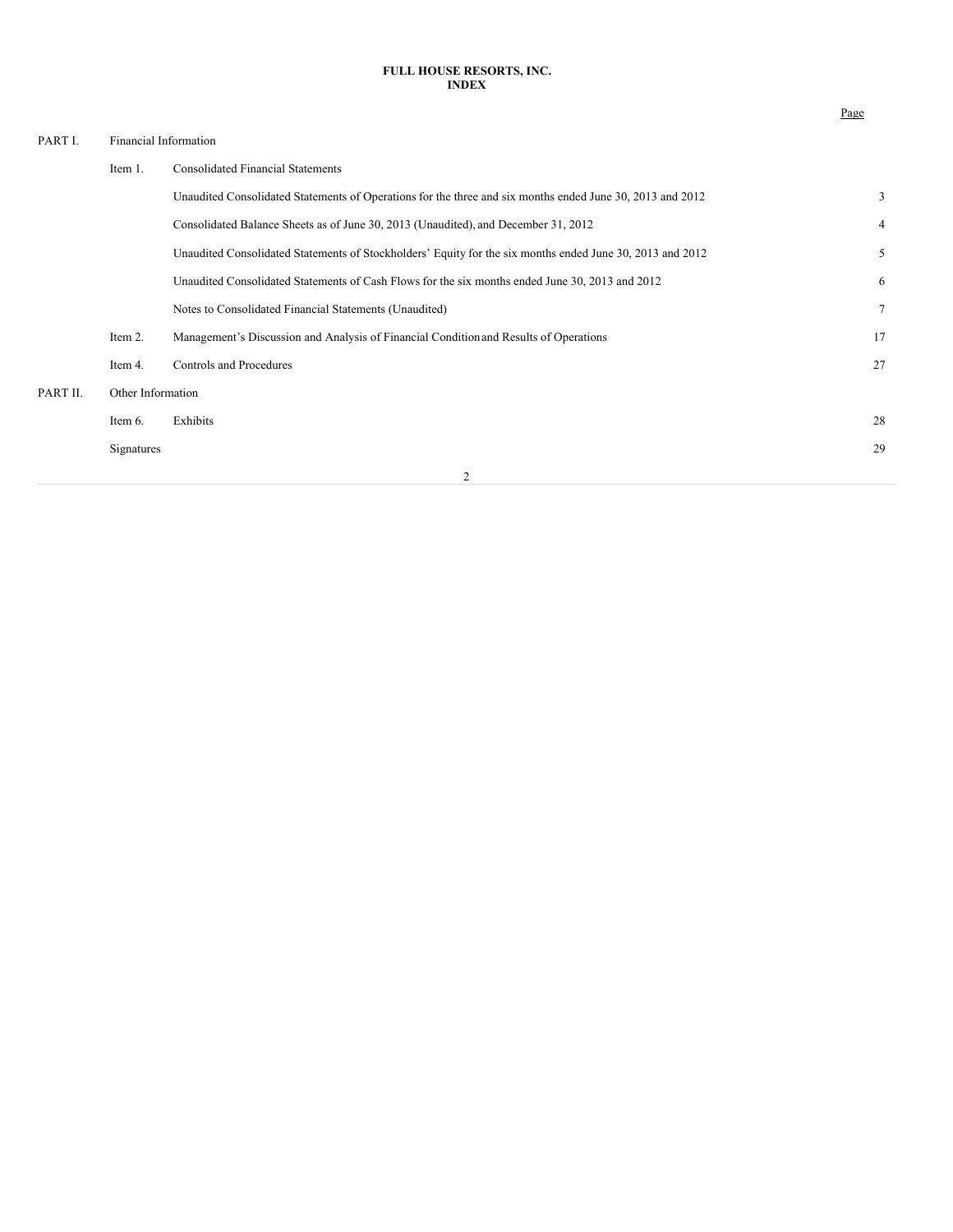**FULL HOUSE RESORTS, INC.**
**INDEX**

| | | | Page |
|---|---|---|---|
| PART I. | Financial Information | | |
| | Item 1. | Consolidated Financial Statements | |
| | | Unaudited Consolidated Statements of Operations for the three and six months ended June 30, 2013 and 2012 | 3 |
| | | Consolidated Balance Sheets as of June 30, 2013 (Unaudited), and December 31, 2012 | 4 |
| | | Unaudited Consolidated Statements of Stockholders' Equity for the six months ended June 30, 2013 and 2012 | 5 |
| | | Unaudited Consolidated Statements of Cash Flows for the six months ended June 30, 2013 and 2012 | 6 |
| | | Notes to Consolidated Financial Statements (Unaudited) | 7 |
| | Item 2. | Management's Discussion and Analysis of Financial Condition and Results of Operations | 17 |
| | Item 4. | Controls and Procedures | 27 |
| PART II. | Other Information | | |
| | Item 6. | Exhibits | 28 |
| | Signatures | | 29 |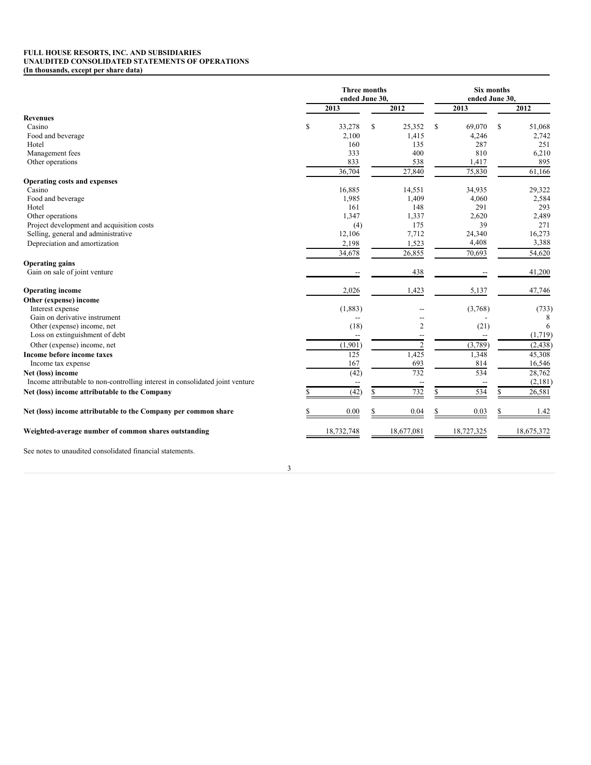**FULL HOUSE RESORTS, INC. AND SUBSIDIARIES**
**UNAUDITED CONSOLIDATED STATEMENTS OF OPERATIONS**
**(In thousands, except per share data)**

| | Three months ended June 30, | | Six months ended June 30, | |
|---|---|---|---|---|
| | 2013 | 2012 | 2013 | 2012 |
| **Revenues** | | | | |
| Casino | $ 33,278 | $ 25,352 | $ 69,070 | $ 51,068 |
| Food and beverage | 2,100 | 1,415 | 4,246 | 2,742 |
| Hotel | 160 | 135 | 287 | 251 |
| Management fees | 333 | 400 | 810 | 6,210 |
| Other operations | 833 | 538 | 1,417 | 895 |
| | 36,704 | 27,840 | 75,830 | 61,166 |
| **Operating costs and expenses** | | | | |
| Casino | 16,885 | 14,551 | 34,935 | 29,322 |
| Food and beverage | 1,985 | 1,409 | 4,060 | 2,584 |
| Hotel | 161 | 148 | 291 | 293 |
| Other operations | 1,347 | 1,337 | 2,620 | 2,489 |
| Project development and acquisition costs | (4) | 175 | 39 | 271 |
| Selling, general and administrative | 12,106 | 7,712 | 24,340 | 16,273 |
| Depreciation and amortization | 2,198 | 1,523 | 4,408 | 3,388 |
| | 34,678 | 26,855 | 70,693 | 54,620 |
| **Operating gains** | | | | |
| Gain on sale of joint venture | -- | 438 | -- | 41,200 |
| **Operating income** | 2,026 | 1,423 | 5,137 | 47,746 |
| **Other (expense) income** | | | | |
| Interest expense | (1,883) | -- | (3,768) | (733) |
| Gain on derivative instrument | -- | -- | - | 8 |
| Other (expense) income, net | (18) | 2 | (21) | 6 |
| Loss on extinguishment of debt | -- | -- | -- | (1,719) |
| Other (expense) income, net | (1,901) | 2 | (3,789) | (2,438) |
| **Income before income taxes** | 125 | 1,425 | 1,348 | 45,308 |
| Income tax expense | 167 | 693 | 814 | 16,546 |
| **Net (loss) income** | (42) | 732 | 534 | 28,762 |
| Income attributable to non-controlling interest in consolidated joint venture | -- | -- | -- | (2,181) |
| **Net (loss) income attributable to the Company** | $ (42) | $ 732 | $ 534 | $ 26,581 |
| **Net (loss) income attributable to the Company per common share** | $ 0.00 | $ 0.04 | $ 0.03 | $ 1.42 |
| **Weighted-average number of common shares outstanding** | 18,732,748 | 18,677,081 | 18,727,325 | 18,675,372 |

See notes to unaudited consolidated financial statements.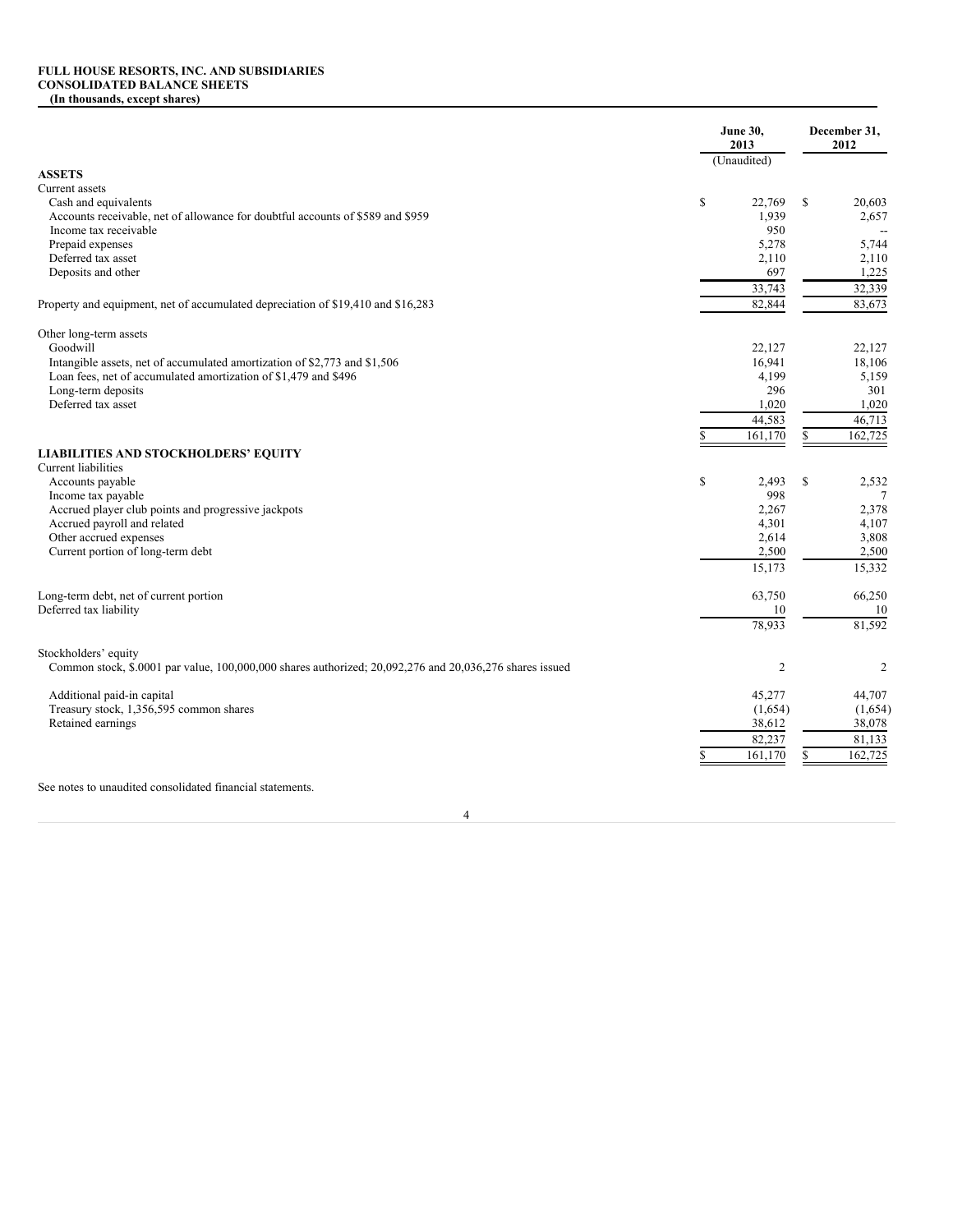**FULL HOUSE RESORTS, INC. AND SUBSIDIARIES**
**CONSOLIDATED BALANCE SHEETS**
**(In thousands, except shares)**

| | June 30, 2013 (Unaudited) | December 31, 2012 |
|---|---|---|
| **ASSETS** | | |
| Current assets | | |
| Cash and equivalents | $ 22,769 | $ 20,603 |
| Accounts receivable, net of allowance for doubtful accounts of $589 and $959 | 1,939 | 2,657 |
| Income tax receivable | 950 | -- |
| Prepaid expenses | 5,278 | 5,744 |
| Deferred tax asset | 2,110 | 2,110 |
| Deposits and other | 697 | 1,225 |
| | 33,743 | 32,339 |
| Property and equipment, net of accumulated depreciation of $19,410 and $16,283 | 82,844 | 83,673 |
| Other long-term assets | | |
| Goodwill | 22,127 | 22,127 |
| Intangible assets, net of accumulated amortization of $2,773 and $1,506 | 16,941 | 18,106 |
| Loan fees, net of accumulated amortization of $1,479 and $496 | 4,199 | 5,159 |
| Long-term deposits | 296 | 301 |
| Deferred tax asset | 1,020 | 1,020 |
| | 44,583 | 46,713 |
| | $ 161,170 | $ 162,725 |
| **LIABILITIES AND STOCKHOLDERS' EQUITY** | | |
| Current liabilities | | |
| Accounts payable | $ 2,493 | $ 2,532 |
| Income tax payable | 998 | 7 |
| Accrued player club points and progressive jackpots | 2,267 | 2,378 |
| Accrued payroll and related | 4,301 | 4,107 |
| Other accrued expenses | 2,614 | 3,808 |
| Current portion of long-term debt | 2,500 | 2,500 |
| | 15,173 | 15,332 |
| Long-term debt, net of current portion | 63,750 | 66,250 |
| Deferred tax liability | 10 | 10 |
| | 78,933 | 81,592 |
| Stockholders' equity | | |
| Common stock, $.0001 par value, 100,000,000 shares authorized; 20,092,276 and 20,036,276 shares issued | 2 | 2 |
| Additional paid-in capital | 45,277 | 44,707 |
| Treasury stock, 1,356,595 common shares | (1,654) | (1,654) |
| Retained earnings | 38,612 | 38,078 |
| | 82,237 | 81,133 |
| | $ 161,170 | $ 162,725 |

See notes to unaudited consolidated financial statements.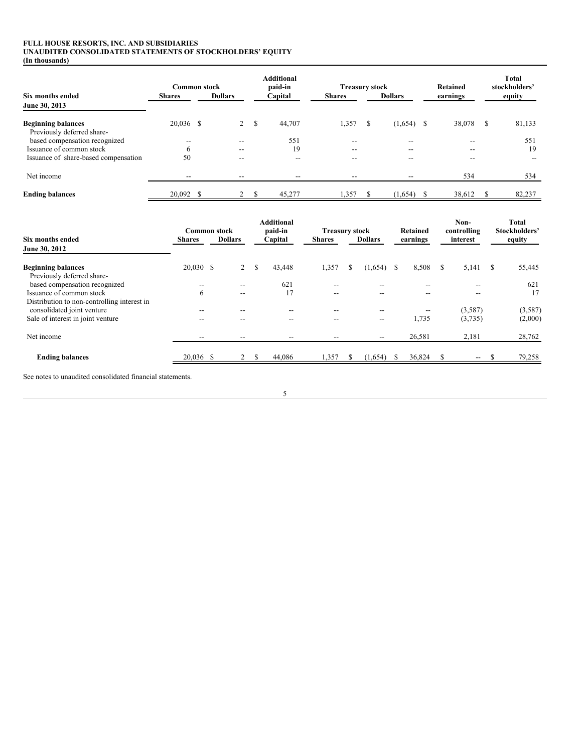**FULL HOUSE RESORTS, INC. AND SUBSIDIARIES**
**UNAUDITED CONSOLIDATED STATEMENTS OF STOCKHOLDERS' EQUITY**
**(In thousands)**

| Six months ended June 30, 2013 | Common stock Shares | Common stock Dollars | Additional paid-in Capital | Treasury stock Shares | Treasury stock Dollars | Retained earnings | Total stockholders' equity |
|---|---|---|---|---|---|---|---|
| **Beginning balances** | 20,036 | $ 2 | $ 44,707 | 1,357 | $ (1,654) | $ 38,078 | $ 81,133 |
| Previously deferred share-based compensation recognized | -- | -- | 551 | -- | -- | -- | 551 |
| Issuance of common stock | 6 | -- | 19 | -- | -- | -- | 19 |
| Issuance of share-based compensation | 50 | -- | -- | -- | -- | -- | -- |
| Net income | -- | -- | -- | -- | -- | 534 | 534 |
| **Ending balances** | 20,092 | $ 2 | $ 45,277 | 1,357 | $ (1,654) | $ 38,612 | $ 82,237 |

| Six months ended June 30, 2012 | Common stock Shares | Common stock Dollars | Additional paid-in Capital | Treasury stock Shares | Treasury stock Dollars | Retained earnings | Non-controlling interest | Total Stockholders' equity |
|---|---|---|---|---|---|---|---|---|
| **Beginning balances** | 20,030 | $ 2 | $ 43,448 | 1,357 | $ (1,654) | $ 8,508 | $ 5,141 | $ 55,445 |
| Previously deferred share-based compensation recognized | -- | -- | 621 | -- | -- | -- | -- | 621 |
| Issuance of common stock | 6 | -- | 17 | -- | -- | -- | -- | 17 |
| Distribution to non-controlling interest in consolidated joint venture | -- | -- | -- | -- | -- | -- | (3,587) | (3,587) |
| Sale of interest in joint venture | -- | -- | -- | -- | -- | 1,735 | (3,735) | (2,000) |
| Net income | -- | -- | -- | -- | -- | 26,581 | 2,181 | 28,762 |
| **Ending balances** | 20,036 | $ 2 | $ 44,086 | 1,357 | $ (1,654) | $ 36,824 | $ -- | $ 79,258 |

See notes to unaudited consolidated financial statements.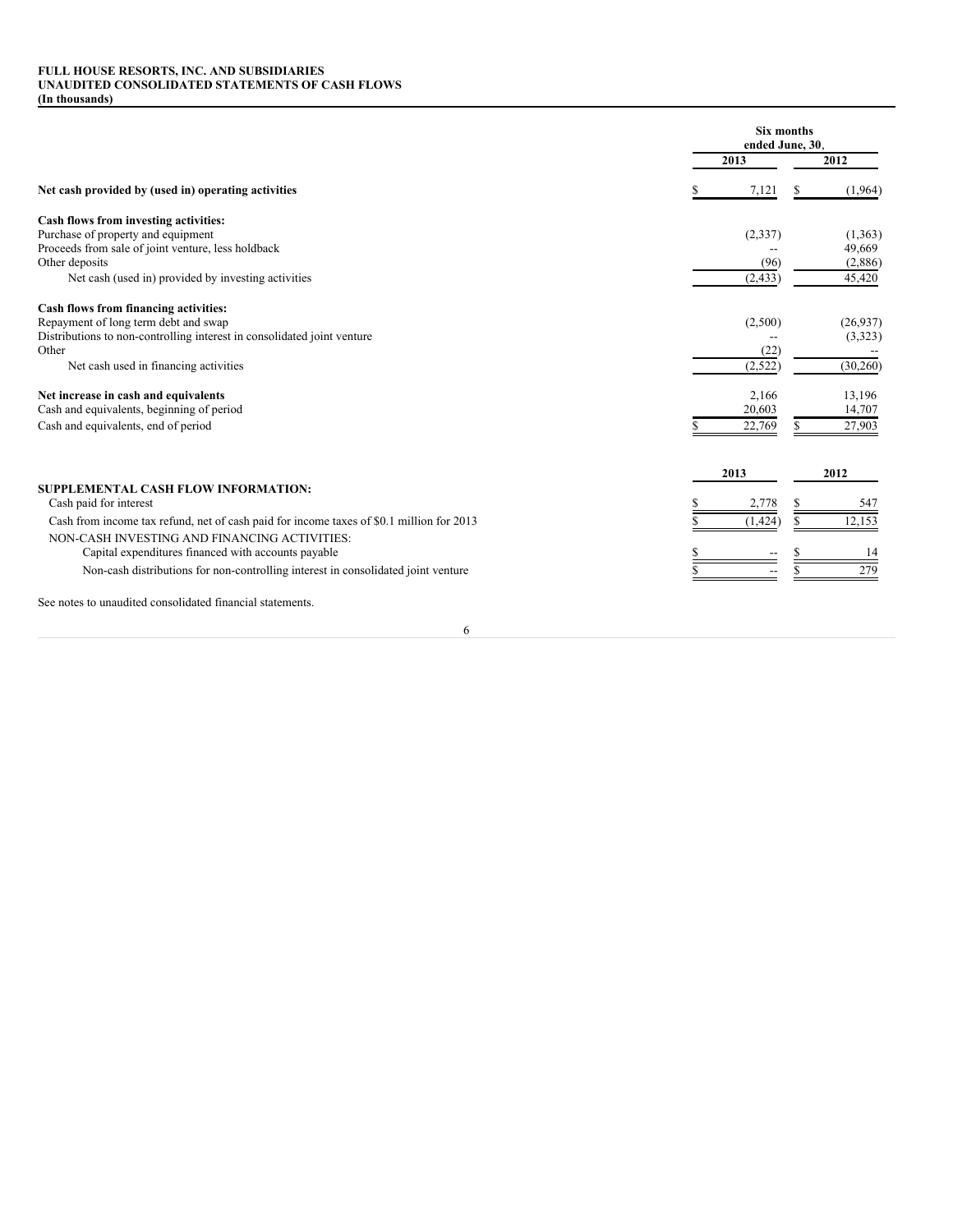**FULL HOUSE RESORTS, INC. AND SUBSIDIARIES**
**UNAUDITED CONSOLIDATED STATEMENTS OF CASH FLOWS**
**(In thousands)**

| | Six months ended June, 30, | |
|---|---|---|
| | **2013** | **2012** |
| **Net cash provided by (used in) operating activities** | $ 7,121 | $ (1,964) |
| **Cash flows from investing activities:** | | |
| Purchase of property and equipment | (2,337) | (1,363) |
| Proceeds from sale of joint venture, less holdback | -- | 49,669 |
| Other deposits | (96) | (2,886) |
| Net cash (used in) provided by investing activities | (2,433) | 45,420 |
| **Cash flows from financing activities:** | | |
| Repayment of long term debt and swap | (2,500) | (26,937) |
| Distributions to non-controlling interest in consolidated joint venture | -- | (3,323) |
| Other | (22) | -- |
| Net cash used in financing activities | (2,522) | (30,260) |
| **Net increase in cash and equivalents** | 2,166 | 13,196 |
| Cash and equivalents, beginning of period | 20,603 | 14,707 |
| Cash and equivalents, end of period | $ 22,769 | $ 27,903 |

| | **2013** | **2012** |
|---|---|---|
| **SUPPLEMENTAL CASH FLOW INFORMATION:** | | |
| Cash paid for interest | $ 2,778 | $ 547 |
| Cash from income tax refund, net of cash paid for income taxes of $0.1 million for 2013 | $ (1,424) | $ 12,153 |
| NON-CASH INVESTING AND FINANCING ACTIVITIES: | | |
| Capital expenditures financed with accounts payable | $ -- | $ 14 |
| Non-cash distributions for non-controlling interest in consolidated joint venture | $ -- | $ 279 |

See notes to unaudited consolidated financial statements.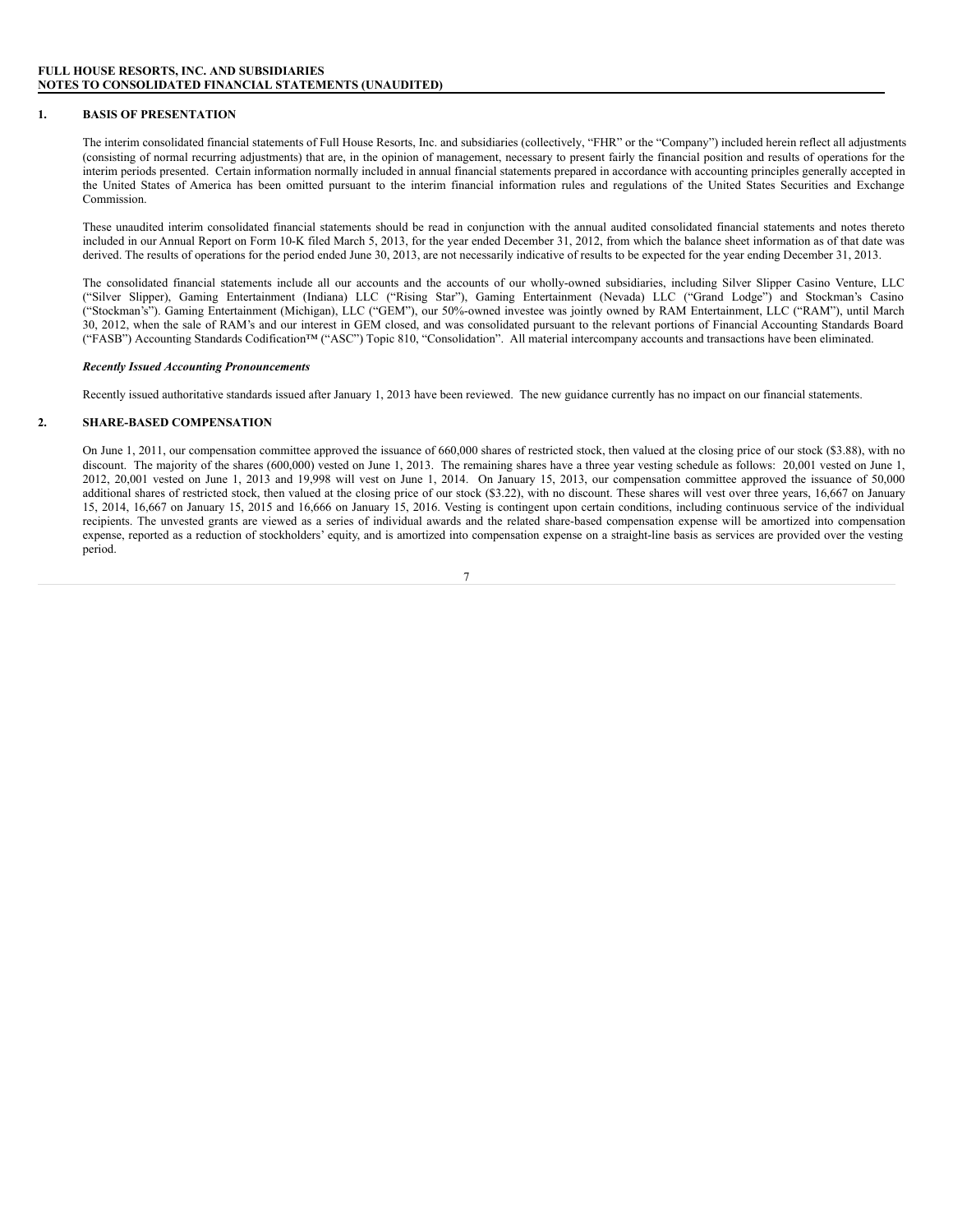**FULL HOUSE RESORTS, INC. AND SUBSIDIARIES**
**NOTES TO CONSOLIDATED FINANCIAL STATEMENTS (UNAUDITED)**

## 1. BASIS OF PRESENTATION

The interim consolidated financial statements of Full House Resorts, Inc. and subsidiaries (collectively, "FHR" or the "Company") included herein reflect all adjustments (consisting of normal recurring adjustments) that are, in the opinion of management, necessary to present fairly the financial position and results of operations for the interim periods presented. Certain information normally included in annual financial statements prepared in accordance with accounting principles generally accepted in the United States of America has been omitted pursuant to the interim financial information rules and regulations of the United States Securities and Exchange Commission.

These unaudited interim consolidated financial statements should be read in conjunction with the annual audited consolidated financial statements and notes thereto included in our Annual Report on Form 10-K filed March 5, 2013, for the year ended December 31, 2012, from which the balance sheet information as of that date was derived. The results of operations for the period ended June 30, 2013, are not necessarily indicative of results to be expected for the year ending December 31, 2013.

The consolidated financial statements include all our accounts and the accounts of our wholly-owned subsidiaries, including Silver Slipper Casino Venture, LLC ("Silver Slipper), Gaming Entertainment (Indiana) LLC ("Rising Star"), Gaming Entertainment (Nevada) LLC ("Grand Lodge") and Stockman's Casino ("Stockman's"). Gaming Entertainment (Michigan), LLC ("GEM"), our 50%-owned investee was jointly owned by RAM Entertainment, LLC ("RAM"), until March 30, 2012, when the sale of RAM's and our interest in GEM closed, and was consolidated pursuant to the relevant portions of Financial Accounting Standards Board ("FASB") Accounting Standards Codification™ ("ASC") Topic 810, "Consolidation". All material intercompany accounts and transactions have been eliminated.

***Recently Issued Accounting Pronouncements***

Recently issued authoritative standards issued after January 1, 2013 have been reviewed. The new guidance currently has no impact on our financial statements.

## 2. SHARE-BASED COMPENSATION

On June 1, 2011, our compensation committee approved the issuance of 660,000 shares of restricted stock, then valued at the closing price of our stock ($3.88), with no discount. The majority of the shares (600,000) vested on June 1, 2013. The remaining shares have a three year vesting schedule as follows: 20,001 vested on June 1, 2012, 20,001 vested on June 1, 2013 and 19,998 will vest on June 1, 2014. On January 15, 2013, our compensation committee approved the issuance of 50,000 additional shares of restricted stock, then valued at the closing price of our stock ($3.22), with no discount. These shares will vest over three years, 16,667 on January 15, 2014, 16,667 on January 15, 2015 and 16,666 on January 15, 2016. Vesting is contingent upon certain conditions, including continuous service of the individual recipients. The unvested grants are viewed as a series of individual awards and the related share-based compensation expense will be amortized into compensation expense, reported as a reduction of stockholders' equity, and is amortized into compensation expense on a straight-line basis as services are provided over the vesting period.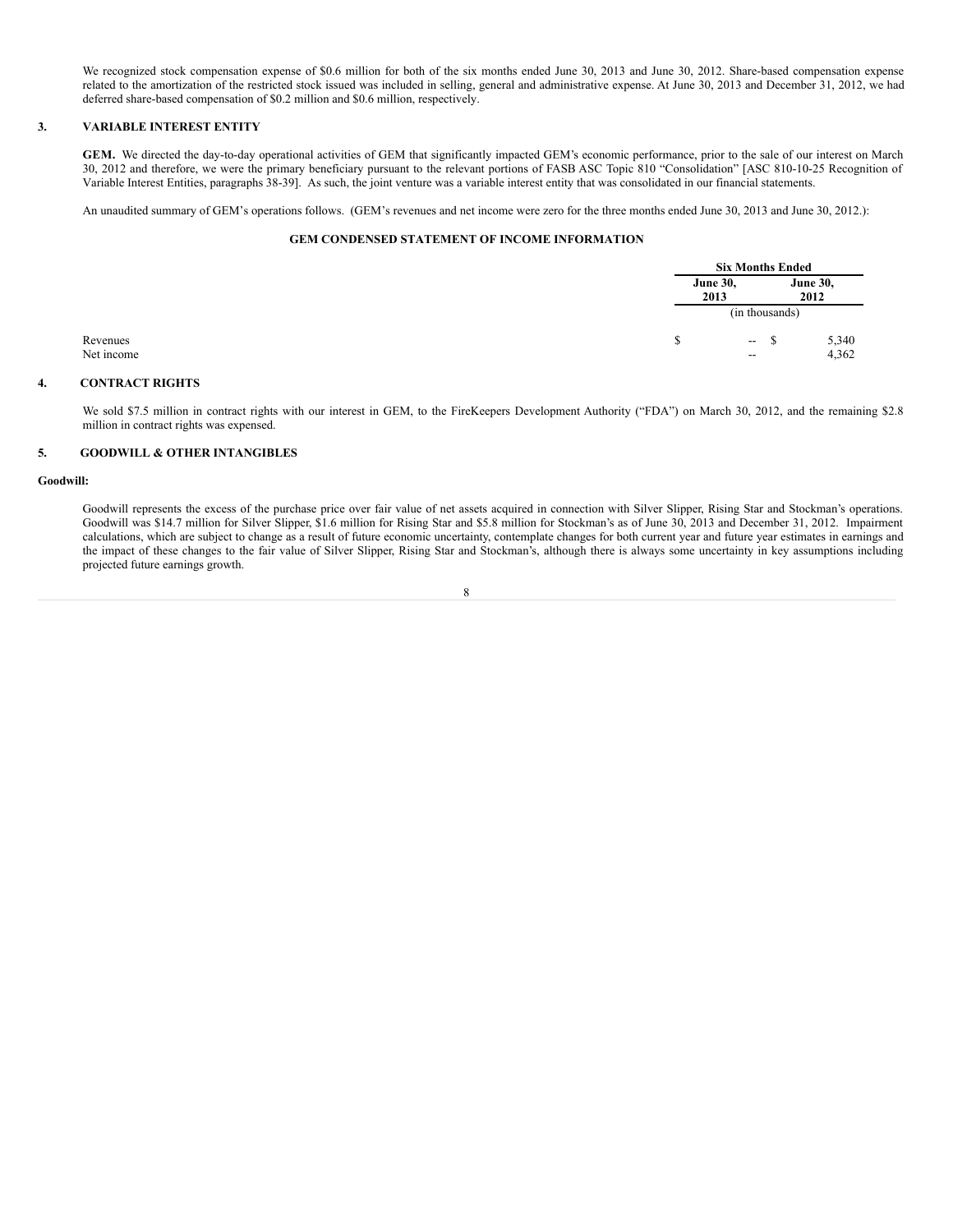We recognized stock compensation expense of $0.6 million for both of the six months ended June 30, 2013 and June 30, 2012. Share-based compensation expense related to the amortization of the restricted stock issued was included in selling, general and administrative expense. At June 30, 2013 and December 31, 2012, we had deferred share-based compensation of $0.2 million and $0.6 million, respectively.

## 3. VARIABLE INTEREST ENTITY

**GEM.** We directed the day-to-day operational activities of GEM that significantly impacted GEM's economic performance, prior to the sale of our interest on March 30, 2012 and therefore, we were the primary beneficiary pursuant to the relevant portions of FASB ASC Topic 810 "Consolidation" [ASC 810-10-25 Recognition of Variable Interest Entities, paragraphs 38-39]. As such, the joint venture was a variable interest entity that was consolidated in our financial statements.

An unaudited summary of GEM's operations follows. (GEM's revenues and net income were zero for the three months ended June 30, 2013 and June 30, 2012.):

**GEM CONDENSED STATEMENT OF INCOME INFORMATION**

| | Six Months Ended | |
|---|---|---|
| | June 30, 2013 | June 30, 2012 |
| | (in thousands) | |
| Revenues | $ -- | $ 5,340 |
| Net income | -- | 4,362 |

## 4. CONTRACT RIGHTS

We sold $7.5 million in contract rights with our interest in GEM, to the FireKeepers Development Authority ("FDA") on March 30, 2012, and the remaining $2.8 million in contract rights was expensed.

## 5. GOODWILL & OTHER INTANGIBLES

**Goodwill:**

Goodwill represents the excess of the purchase price over fair value of net assets acquired in connection with Silver Slipper, Rising Star and Stockman's operations. Goodwill was $14.7 million for Silver Slipper, $1.6 million for Rising Star and $5.8 million for Stockman's as of June 30, 2013 and December 31, 2012. Impairment calculations, which are subject to change as a result of future economic uncertainty, contemplate changes for both current year and future year estimates in earnings and the impact of these changes to the fair value of Silver Slipper, Rising Star and Stockman's, although there is always some uncertainty in key assumptions including projected future earnings growth.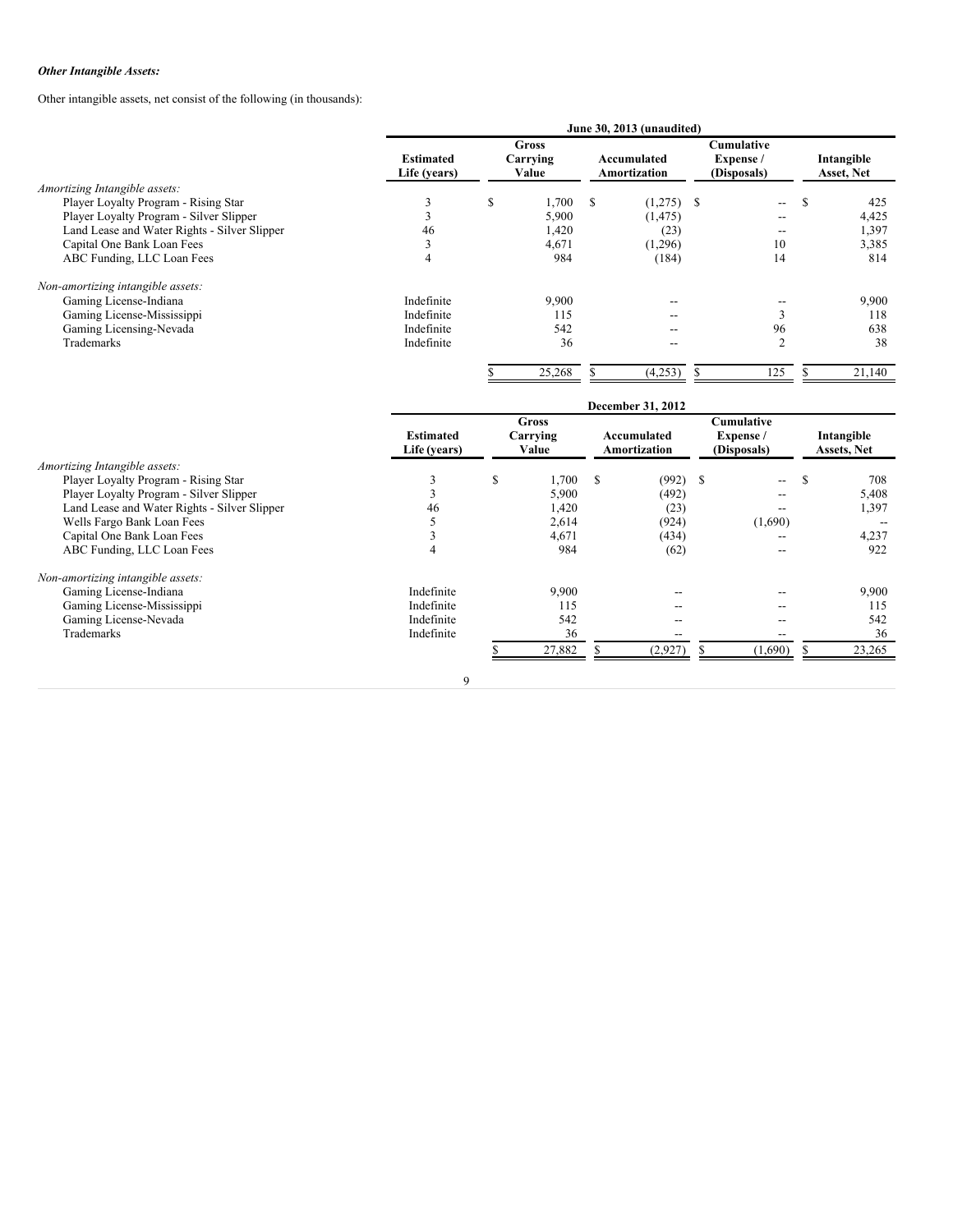***Other Intangible Assets:***

Other intangible assets, net consist of the following (in thousands):

| | June 30, 2013 (unaudited) | | | | |
|---|---|---|---|---|---|
| | Estimated Life (years) | Gross Carrying Value | Accumulated Amortization | Cumulative Expense / (Disposals) | Intangible Asset, Net |
| *Amortizing Intangible assets:* | | | | | |
| Player Loyalty Program - Rising Star | 3 | $ 1,700 | $ (1,275) | $ -- | $ 425 |
| Player Loyalty Program - Silver Slipper | 3 | 5,900 | (1,475) | -- | 4,425 |
| Land Lease and Water Rights - Silver Slipper | 46 | 1,420 | (23) | -- | 1,397 |
| Capital One Bank Loan Fees | 3 | 4,671 | (1,296) | 10 | 3,385 |
| ABC Funding, LLC Loan Fees | 4 | 984 | (184) | 14 | 814 |
| *Non-amortizing intangible assets:* | | | | | |
| Gaming License-Indiana | Indefinite | 9,900 | -- | -- | 9,900 |
| Gaming License-Mississippi | Indefinite | 115 | -- | 3 | 118 |
| Gaming Licensing-Nevada | Indefinite | 542 | -- | 96 | 638 |
| Trademarks | Indefinite | 36 | -- | 2 | 38 |
| | | $ 25,268 | $ (4,253) | $ 125 | $ 21,140 |

| | December 31, 2012 | | | | |
|---|---|---|---|---|---|
| | Estimated Life (years) | Gross Carrying Value | Accumulated Amortization | Cumulative Expense / (Disposals) | Intangible Assets, Net |
| *Amortizing Intangible assets:* | | | | | |
| Player Loyalty Program - Rising Star | 3 | $ 1,700 | $ (992) | $ -- | $ 708 |
| Player Loyalty Program - Silver Slipper | 3 | 5,900 | (492) | -- | 5,408 |
| Land Lease and Water Rights - Silver Slipper | 46 | 1,420 | (23) | -- | 1,397 |
| Wells Fargo Bank Loan Fees | 5 | 2,614 | (924) | (1,690) | -- |
| Capital One Bank Loan Fees | 3 | 4,671 | (434) | -- | 4,237 |
| ABC Funding, LLC Loan Fees | 4 | 984 | (62) | -- | 922 |
| *Non-amortizing intangible assets:* | | | | | |
| Gaming License-Indiana | Indefinite | 9,900 | -- | -- | 9,900 |
| Gaming License-Mississippi | Indefinite | 115 | -- | -- | 115 |
| Gaming License-Nevada | Indefinite | 542 | -- | -- | 542 |
| Trademarks | Indefinite | 36 | -- | -- | 36 |
| | | $ 27,882 | $ (2,927) | $ (1,690) | $ 23,265 |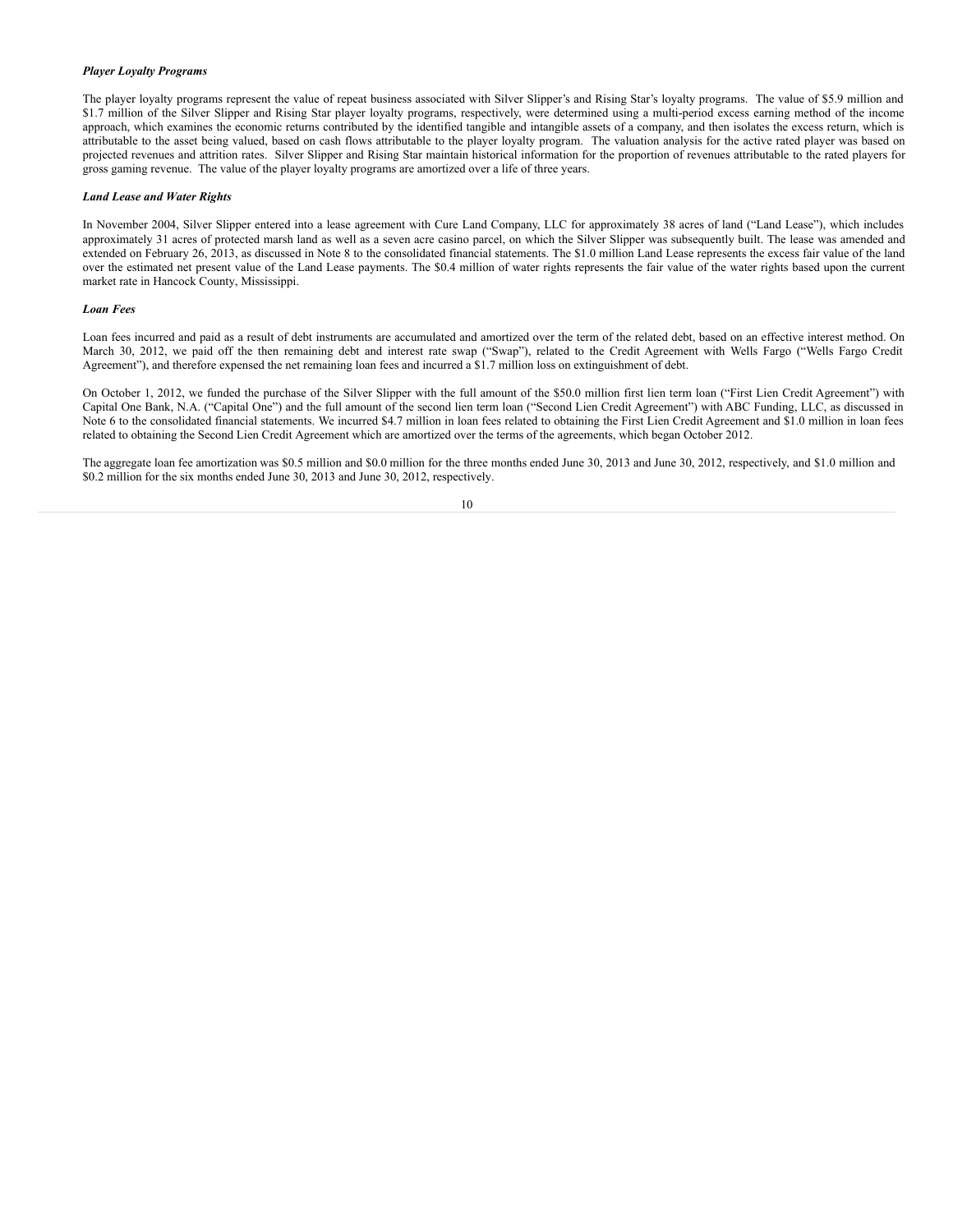***Player Loyalty Programs***

The player loyalty programs represent the value of repeat business associated with Silver Slipper's and Rising Star's loyalty programs.  The value of $5.9 million and $1.7 million of the Silver Slipper and Rising Star player loyalty programs, respectively, were determined using a multi-period excess earning method of the income approach, which examines the economic returns contributed by the identified tangible and intangible assets of a company, and then isolates the excess return, which is attributable to the asset being valued, based on cash flows attributable to the player loyalty program.  The valuation analysis for the active rated player was based on projected revenues and attrition rates.  Silver Slipper and Rising Star maintain historical information for the proportion of revenues attributable to the rated players for gross gaming revenue.  The value of the player loyalty programs are amortized over a life of three years.

***Land Lease and Water Rights***

In November 2004, Silver Slipper entered into a lease agreement with Cure Land Company, LLC for approximately 38 acres of land ("Land Lease"), which includes approximately 31 acres of protected marsh land as well as a seven acre casino parcel, on which the Silver Slipper was subsequently built. The lease was amended and extended on February 26, 2013, as discussed in Note 8 to the consolidated financial statements. The $1.0 million Land Lease represents the excess fair value of the land over the estimated net present value of the Land Lease payments. The $0.4 million of water rights represents the fair value of the water rights based upon the current market rate in Hancock County, Mississippi.

***Loan Fees***

Loan fees incurred and paid as a result of debt instruments are accumulated and amortized over the term of the related debt, based on an effective interest method. On March 30, 2012, we paid off the then remaining debt and interest rate swap ("Swap"), related to the Credit Agreement with Wells Fargo ("Wells Fargo Credit Agreement"), and therefore expensed the net remaining loan fees and incurred a $1.7 million loss on extinguishment of debt.

On October 1, 2012, we funded the purchase of the Silver Slipper with the full amount of the $50.0 million first lien term loan ("First Lien Credit Agreement") with Capital One Bank, N.A. ("Capital One") and the full amount of the second lien term loan ("Second Lien Credit Agreement") with ABC Funding, LLC, as discussed in Note 6 to the consolidated financial statements. We incurred $4.7 million in loan fees related to obtaining the First Lien Credit Agreement and $1.0 million in loan fees related to obtaining the Second Lien Credit Agreement which are amortized over the terms of the agreements, which began October 2012.

The aggregate loan fee amortization was $0.5 million and $0.0 million for the three months ended June 30, 2013 and June 30, 2012, respectively, and $1.0 million and $0.2 million for the six months ended June 30, 2013 and June 30, 2012, respectively.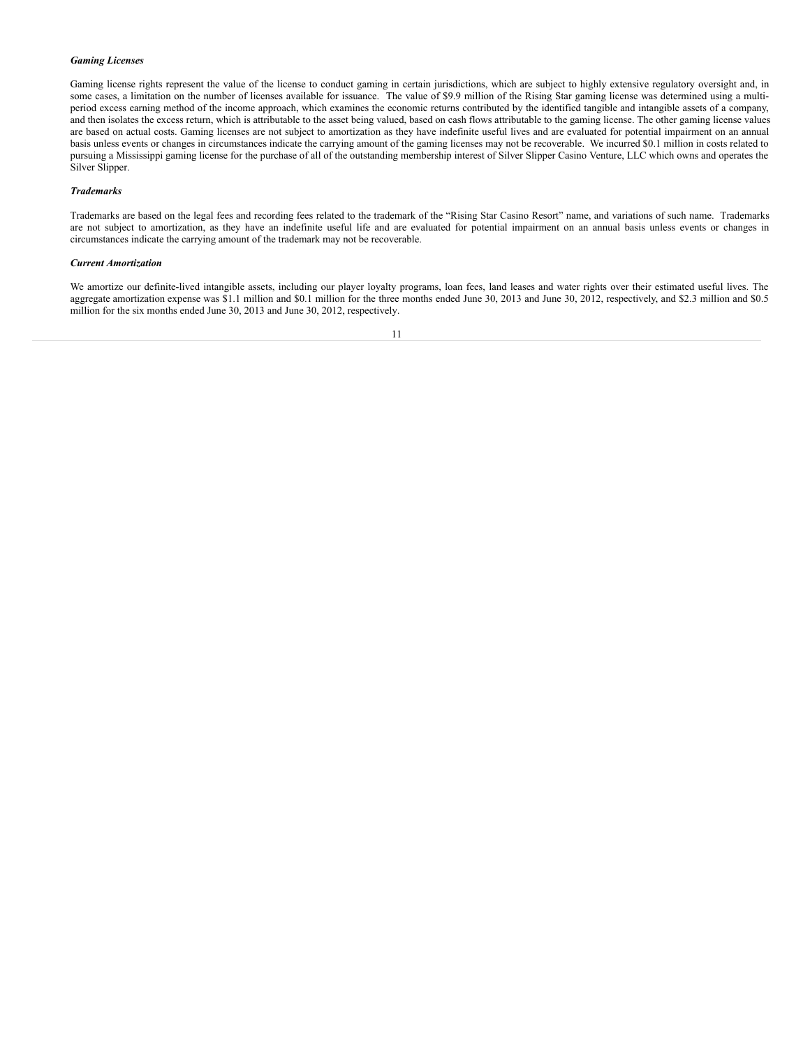***Gaming Licenses***

Gaming license rights represent the value of the license to conduct gaming in certain jurisdictions, which are subject to highly extensive regulatory oversight and, in some cases, a limitation on the number of licenses available for issuance. The value of $9.9 million of the Rising Star gaming license was determined using a multi-period excess earning method of the income approach, which examines the economic returns contributed by the identified tangible and intangible assets of a company, and then isolates the excess return, which is attributable to the asset being valued, based on cash flows attributable to the gaming license. The other gaming license values are based on actual costs. Gaming licenses are not subject to amortization as they have indefinite useful lives and are evaluated for potential impairment on an annual basis unless events or changes in circumstances indicate the carrying amount of the gaming licenses may not be recoverable. We incurred $0.1 million in costs related to pursuing a Mississippi gaming license for the purchase of all of the outstanding membership interest of Silver Slipper Casino Venture, LLC which owns and operates the Silver Slipper.

***Trademarks***

Trademarks are based on the legal fees and recording fees related to the trademark of the "Rising Star Casino Resort" name, and variations of such name. Trademarks are not subject to amortization, as they have an indefinite useful life and are evaluated for potential impairment on an annual basis unless events or changes in circumstances indicate the carrying amount of the trademark may not be recoverable.

***Current Amortization***

We amortize our definite-lived intangible assets, including our player loyalty programs, loan fees, land leases and water rights over their estimated useful lives. The aggregate amortization expense was $1.1 million and $0.1 million for the three months ended June 30, 2013 and June 30, 2012, respectively, and $2.3 million and $0.5 million for the six months ended June 30, 2013 and June 30, 2012, respectively.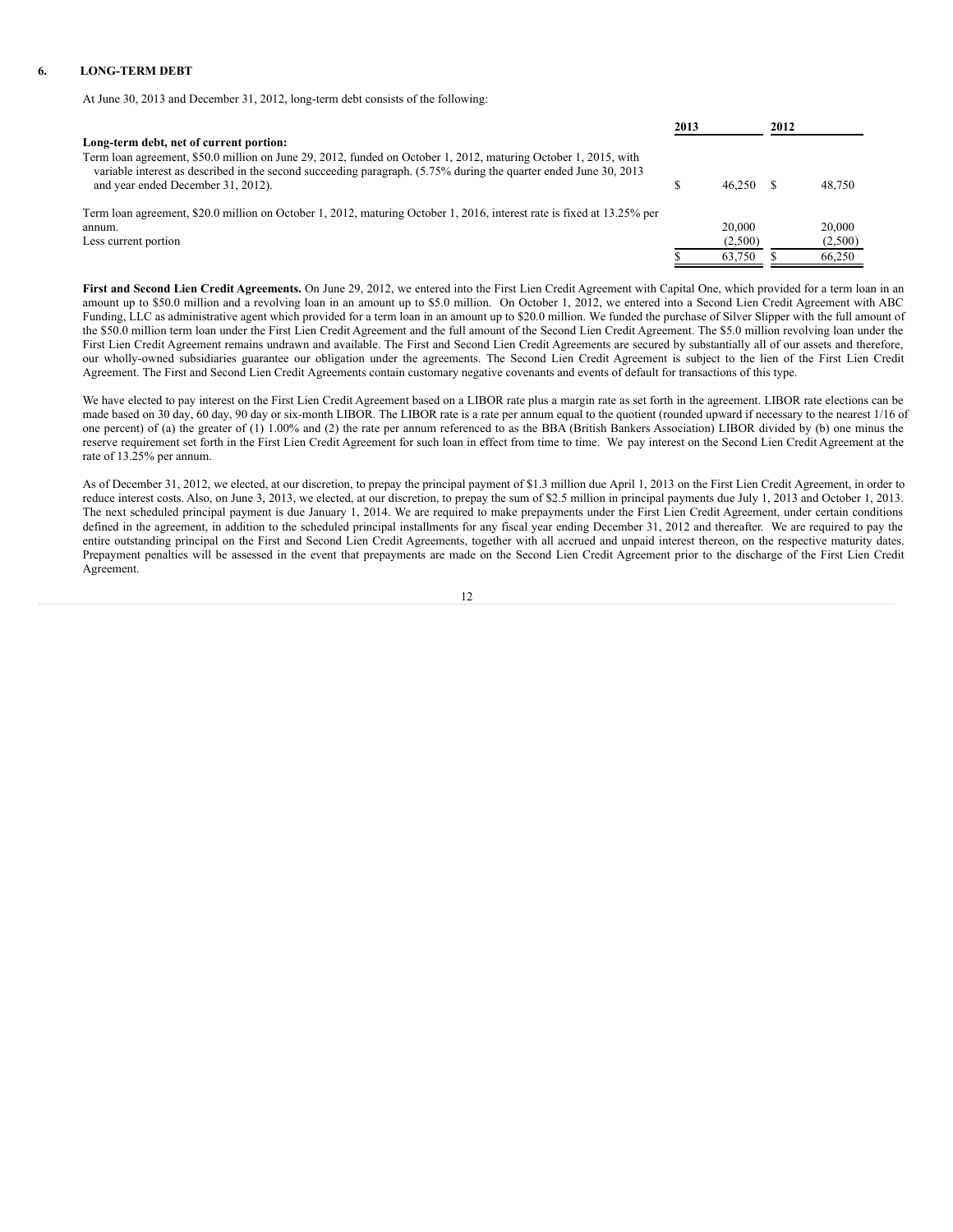## 6. LONG-TERM DEBT

At June 30, 2013 and December 31, 2012, long-term debt consists of the following:

| | 2013 | 2012 |
|---|---|---|
| **Long-term debt, net of current portion:** | | |
| Term loan agreement, $50.0 million on June 29, 2012, funded on October 1, 2012, maturing October 1, 2015, with variable interest as described in the second succeeding paragraph. (5.75% during the quarter ended June 30, 2013 and year ended December 31, 2012). | $ 46,250 | $ 48,750 |
| Term loan agreement, $20.0 million on October 1, 2012, maturing October 1, 2016, interest rate is fixed at 13.25% per annum. | 20,000 | 20,000 |
| Less current portion | (2,500) | (2,500) |
| | $ 63,750 | $ 66,250 |

**First and Second Lien Credit Agreements.** On June 29, 2012, we entered into the First Lien Credit Agreement with Capital One, which provided for a term loan in an amount up to $50.0 million and a revolving loan in an amount up to $5.0 million. On October 1, 2012, we entered into a Second Lien Credit Agreement with ABC Funding, LLC as administrative agent which provided for a term loan in an amount up to $20.0 million. We funded the purchase of Silver Slipper with the full amount of the $50.0 million term loan under the First Lien Credit Agreement and the full amount of the Second Lien Credit Agreement. The $5.0 million revolving loan under the First Lien Credit Agreement remains undrawn and available. The First and Second Lien Credit Agreements are secured by substantially all of our assets and therefore, our wholly-owned subsidiaries guarantee our obligation under the agreements. The Second Lien Credit Agreement is subject to the lien of the First Lien Credit Agreement. The First and Second Lien Credit Agreements contain customary negative covenants and events of default for transactions of this type.

We have elected to pay interest on the First Lien Credit Agreement based on a LIBOR rate plus a margin rate as set forth in the agreement. LIBOR rate elections can be made based on 30 day, 60 day, 90 day or six-month LIBOR. The LIBOR rate is a rate per annum equal to the quotient (rounded upward if necessary to the nearest 1/16 of one percent) of (a) the greater of (1) 1.00% and (2) the rate per annum referenced to as the BBA (British Bankers Association) LIBOR divided by (b) one minus the reserve requirement set forth in the First Lien Credit Agreement for such loan in effect from time to time. We pay interest on the Second Lien Credit Agreement at the rate of 13.25% per annum.

As of December 31, 2012, we elected, at our discretion, to prepay the principal payment of $1.3 million due April 1, 2013 on the First Lien Credit Agreement, in order to reduce interest costs. Also, on June 3, 2013, we elected, at our discretion, to prepay the sum of $2.5 million in principal payments due July 1, 2013 and October 1, 2013. The next scheduled principal payment is due January 1, 2014. We are required to make prepayments under the First Lien Credit Agreement, under certain conditions defined in the agreement, in addition to the scheduled principal installments for any fiscal year ending December 31, 2012 and thereafter. We are required to pay the entire outstanding principal on the First and Second Lien Credit Agreements, together with all accrued and unpaid interest thereon, on the respective maturity dates. Prepayment penalties will be assessed in the event that prepayments are made on the Second Lien Credit Agreement prior to the discharge of the First Lien Credit Agreement.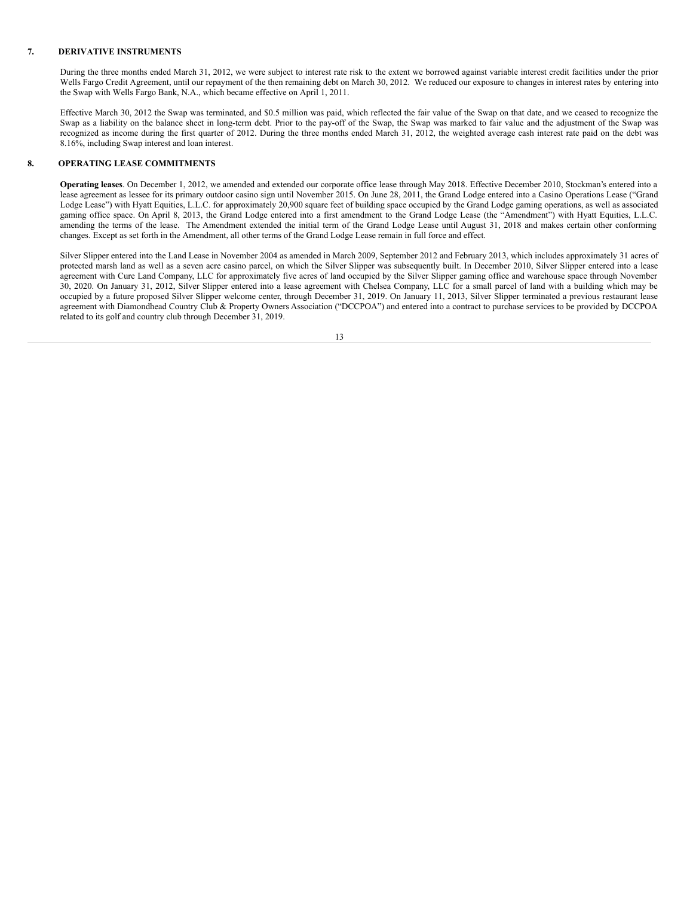## 7. DERIVATIVE INSTRUMENTS

During the three months ended March 31, 2012, we were subject to interest rate risk to the extent we borrowed against variable interest credit facilities under the prior Wells Fargo Credit Agreement, until our repayment of the then remaining debt on March 30, 2012. We reduced our exposure to changes in interest rates by entering into the Swap with Wells Fargo Bank, N.A., which became effective on April 1, 2011.

Effective March 30, 2012 the Swap was terminated, and $0.5 million was paid, which reflected the fair value of the Swap on that date, and we ceased to recognize the Swap as a liability on the balance sheet in long-term debt. Prior to the pay-off of the Swap, the Swap was marked to fair value and the adjustment of the Swap was recognized as income during the first quarter of 2012. During the three months ended March 31, 2012, the weighted average cash interest rate paid on the debt was 8.16%, including Swap interest and loan interest.

## 8. OPERATING LEASE COMMITMENTS

**Operating leases**. On December 1, 2012, we amended and extended our corporate office lease through May 2018. Effective December 2010, Stockman's entered into a lease agreement as lessee for its primary outdoor casino sign until November 2015. On June 28, 2011, the Grand Lodge entered into a Casino Operations Lease ("Grand Lodge Lease") with Hyatt Equities, L.L.C. for approximately 20,900 square feet of building space occupied by the Grand Lodge gaming operations, as well as associated gaming office space. On April 8, 2013, the Grand Lodge entered into a first amendment to the Grand Lodge Lease (the "Amendment") with Hyatt Equities, L.L.C. amending the terms of the lease. The Amendment extended the initial term of the Grand Lodge Lease until August 31, 2018 and makes certain other conforming changes. Except as set forth in the Amendment, all other terms of the Grand Lodge Lease remain in full force and effect.

Silver Slipper entered into the Land Lease in November 2004 as amended in March 2009, September 2012 and February 2013, which includes approximately 31 acres of protected marsh land as well as a seven acre casino parcel, on which the Silver Slipper was subsequently built. In December 2010, Silver Slipper entered into a lease agreement with Cure Land Company, LLC for approximately five acres of land occupied by the Silver Slipper gaming office and warehouse space through November 30, 2020. On January 31, 2012, Silver Slipper entered into a lease agreement with Chelsea Company, LLC for a small parcel of land with a building which may be occupied by a future proposed Silver Slipper welcome center, through December 31, 2019. On January 11, 2013, Silver Slipper terminated a previous restaurant lease agreement with Diamondhead Country Club & Property Owners Association ("DCCPOA") and entered into a contract to purchase services to be provided by DCCPOA related to its golf and country club through December 31, 2019.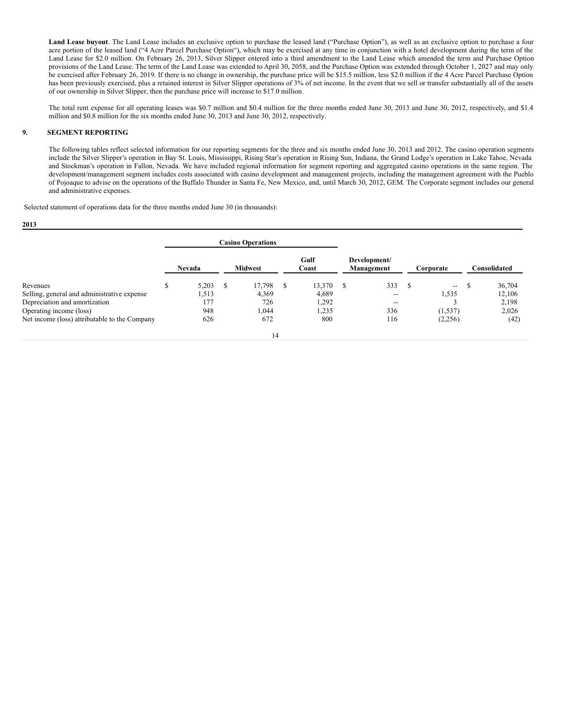**Land Lease buyout**. The Land Lease includes an exclusive option to purchase the leased land ("Purchase Option"), as well as an exclusive option to purchase a four acre portion of the leased land ("4 Acre Parcel Purchase Option"), which may be exercised at any time in conjunction with a hotel development during the term of the Land Lease for $2.0 million. On February 26, 2013, Silver Slipper entered into a third amendment to the Land Lease which amended the term and Purchase Option provisions of the Land Lease. The term of the Land Lease was extended to April 30, 2058, and the Purchase Option was extended through October 1, 2027 and may only be exercised after February 26, 2019. If there is no change in ownership, the purchase price will be $15.5 million, less $2.0 million if the 4 Acre Parcel Purchase Option has been previously exercised, plus a retained interest in Silver Slipper operations of 3% of net income. In the event that we sell or transfer substantially all of the assets of our ownership in Silver Slipper, then the purchase price will increase to $17.0 million.

The total rent expense for all operating leases was $0.7 million and $0.4 million for the three months ended June 30, 2013 and June 30, 2012, respectively, and $1.4 million and $0.8 million for the six months ended June 30, 2013 and June 30, 2012, respectively.

## 9. SEGMENT REPORTING

The following tables reflect selected information for our reporting segments for the three and six months ended June 30, 2013 and 2012. The casino operation segments include the Silver Slipper's operation in Bay St. Louis, Mississippi, Rising Star's operation in Rising Sun, Indiana, the Grand Lodge's operation in Lake Tahoe, Nevada and Stockman's operation in Fallon, Nevada. We have included regional information for segment reporting and aggregated casino operations in the same region. The development/management segment includes costs associated with casino development and management projects, including the management agreement with the Pueblo of Pojoaque to advise on the operations of the Buffalo Thunder in Santa Fe, New Mexico, and, until March 30, 2012, GEM. The Corporate segment includes our general and administrative expenses.

Selected statement of operations data for the three months ended June 30 (in thousands):

**2013**

| | Casino Operations | | | | | |
|---|---|---|---|---|---|---|
| | Nevada | Midwest | Gulf Coast | Development/ Management | Corporate | Consolidated |
| Revenues | $ 5,203 | $ 17,798 | $ 13,370 | $ 333 | $ -- | $ 36,704 |
| Selling, general and administrative expense | 1,513 | 4,369 | 4,689 | -- | 1,535 | 12,106 |
| Depreciation and amortization | 177 | 726 | 1,292 | -- | 3 | 2,198 |
| Operating income (loss) | 948 | 1,044 | 1,235 | 336 | (1,537) | 2,026 |
| Net income (loss) attributable to the Company | 626 | 672 | 800 | 116 | (2,256) | (42) |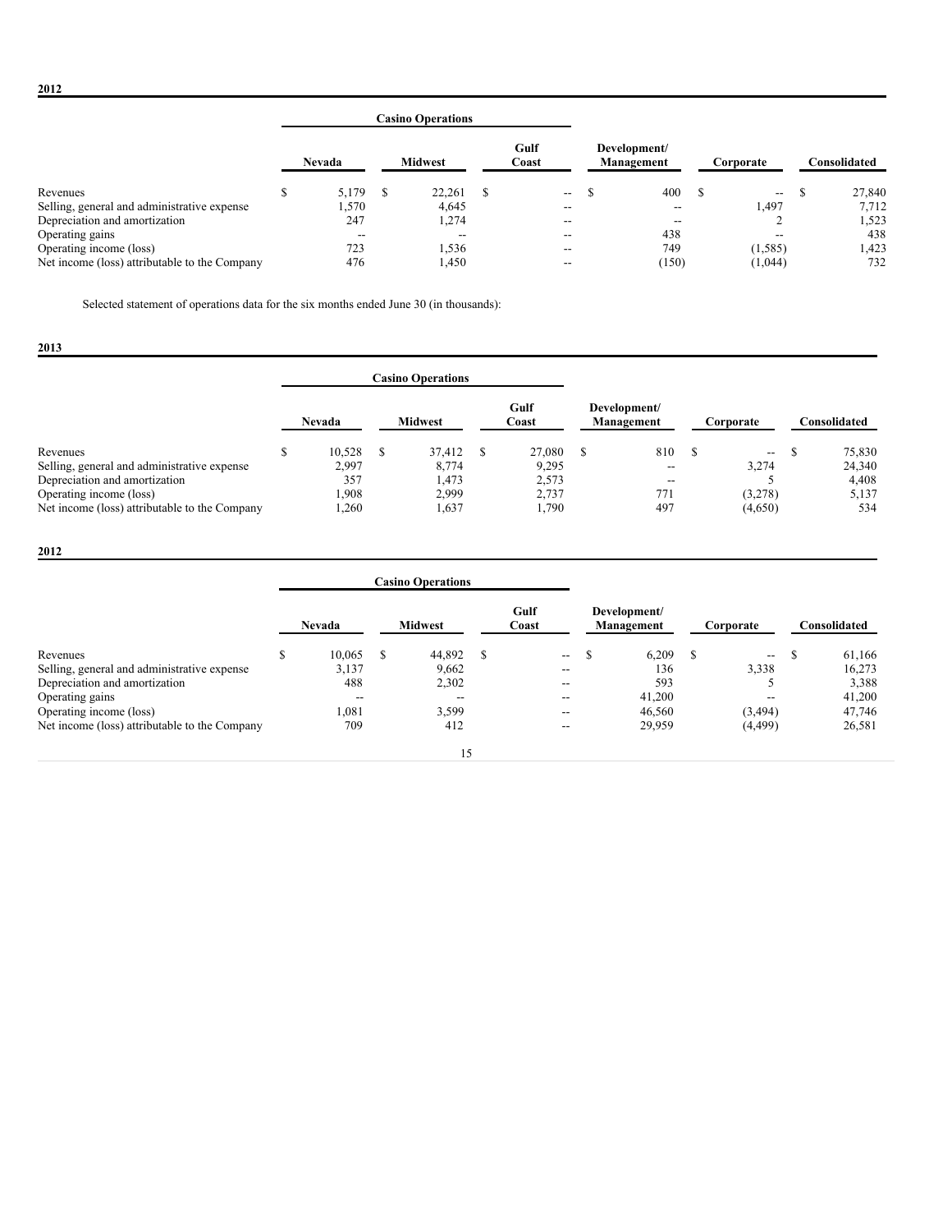**2012**

| | Casino Operations | | | | | | |
|---|---|---|---|---|---|---|---|
| | Nevada | Midwest | Gulf Coast | Development/ Management | Corporate | Consolidated |
| Revenues | $ 5,179 | $ 22,261 | $ -- | $ 400 | $ -- | $ 27,840 |
| Selling, general and administrative expense | 1,570 | 4,645 | -- | -- | 1,497 | 7,712 |
| Depreciation and amortization | 247 | 1,274 | -- | -- | 2 | 1,523 |
| Operating gains | -- | -- | -- | 438 | -- | 438 |
| Operating income (loss) | 723 | 1,536 | -- | 749 | (1,585) | 1,423 |
| Net income (loss) attributable to the Company | 476 | 1,450 | -- | (150) | (1,044) | 732 |

Selected statement of operations data for the six months ended June 30 (in thousands):

**2013**

| | Casino Operations | | | | | |
|---|---|---|---|---|---|---|
| | Nevada | Midwest | Gulf Coast | Development/ Management | Corporate | Consolidated |
| Revenues | $ 10,528 | $ 37,412 | $ 27,080 | $ 810 | $ -- | $ 75,830 |
| Selling, general and administrative expense | 2,997 | 8,774 | 9,295 | -- | 3,274 | 24,340 |
| Depreciation and amortization | 357 | 1,473 | 2,573 | -- | 5 | 4,408 |
| Operating income (loss) | 1,908 | 2,999 | 2,737 | 771 | (3,278) | 5,137 |
| Net income (loss) attributable to the Company | 1,260 | 1,637 | 1,790 | 497 | (4,650) | 534 |

**2012**

| | Casino Operations | | | | | |
|---|---|---|---|---|---|---|
| | Nevada | Midwest | Gulf Coast | Development/ Management | Corporate | Consolidated |
| Revenues | $ 10,065 | $ 44,892 | $ -- | $ 6,209 | $ -- | $ 61,166 |
| Selling, general and administrative expense | 3,137 | 9,662 | -- | 136 | 3,338 | 16,273 |
| Depreciation and amortization | 488 | 2,302 | -- | 593 | 5 | 3,388 |
| Operating gains | -- | -- | -- | 41,200 | -- | 41,200 |
| Operating income (loss) | 1,081 | 3,599 | -- | 46,560 | (3,494) | 47,746 |
| Net income (loss) attributable to the Company | 709 | 412 | -- | 29,959 | (4,499) | 26,581 |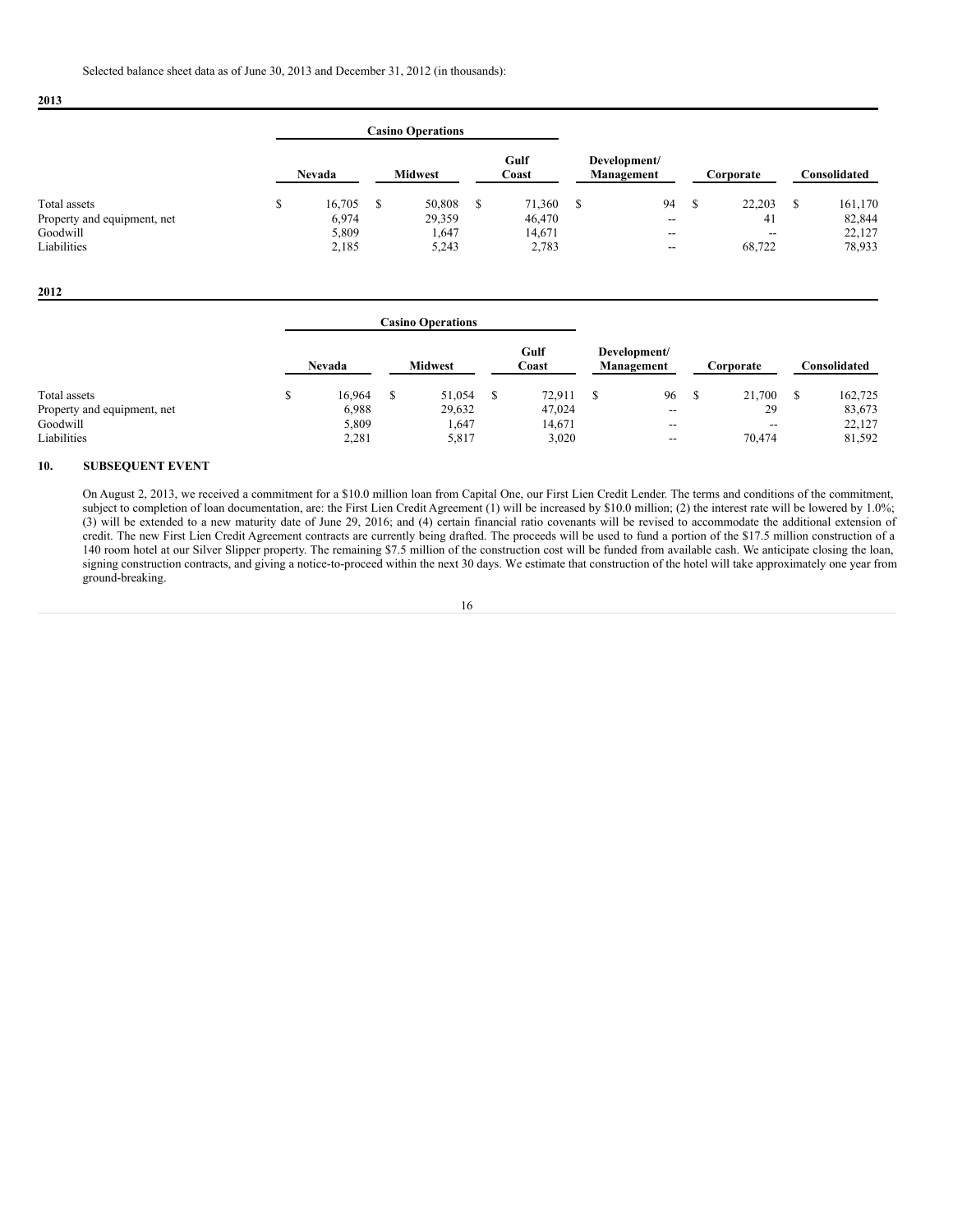Selected balance sheet data as of June 30, 2013 and December 31, 2012 (in thousands):

**2013**

| | Casino Operations | | | | | |
|---|---|---|---|---|---|---|
| | Nevada | Midwest | Gulf Coast | Development/ Management | Corporate | Consolidated |
| Total assets | $ 16,705 | $ 50,808 | $ 71,360 | $ 94 | $ 22,203 | $ 161,170 |
| Property and equipment, net | 6,974 | 29,359 | 46,470 | -- | 41 | 82,844 |
| Goodwill | 5,809 | 1,647 | 14,671 | -- | -- | 22,127 |
| Liabilities | 2,185 | 5,243 | 2,783 | -- | 68,722 | 78,933 |

**2012**

| | Casino Operations | | | | | |
|---|---|---|---|---|---|---|
| | Nevada | Midwest | Gulf Coast | Development/ Management | Corporate | Consolidated |
| Total assets | $ 16,964 | $ 51,054 | $ 72,911 | $ 96 | $ 21,700 | $ 162,725 |
| Property and equipment, net | 6,988 | 29,632 | 47,024 | -- | 29 | 83,673 |
| Goodwill | 5,809 | 1,647 | 14,671 | -- | -- | 22,127 |
| Liabilities | 2,281 | 5,817 | 3,020 | -- | 70,474 | 81,592 |

## 10. SUBSEQUENT EVENT

On August 2, 2013, we received a commitment for a $10.0 million loan from Capital One, our First Lien Credit Lender. The terms and conditions of the commitment, subject to completion of loan documentation, are: the First Lien Credit Agreement (1) will be increased by $10.0 million; (2) the interest rate will be lowered by 1.0%; (3) will be extended to a new maturity date of June 29, 2016; and (4) certain financial ratio covenants will be revised to accommodate the additional extension of credit. The new First Lien Credit Agreement contracts are currently being drafted. The proceeds will be used to fund a portion of the $17.5 million construction of a 140 room hotel at our Silver Slipper property. The remaining $7.5 million of the construction cost will be funded from available cash. We anticipate closing the loan, signing construction contracts, and giving a notice-to-proceed within the next 30 days. We estimate that construction of the hotel will take approximately one year from ground-breaking.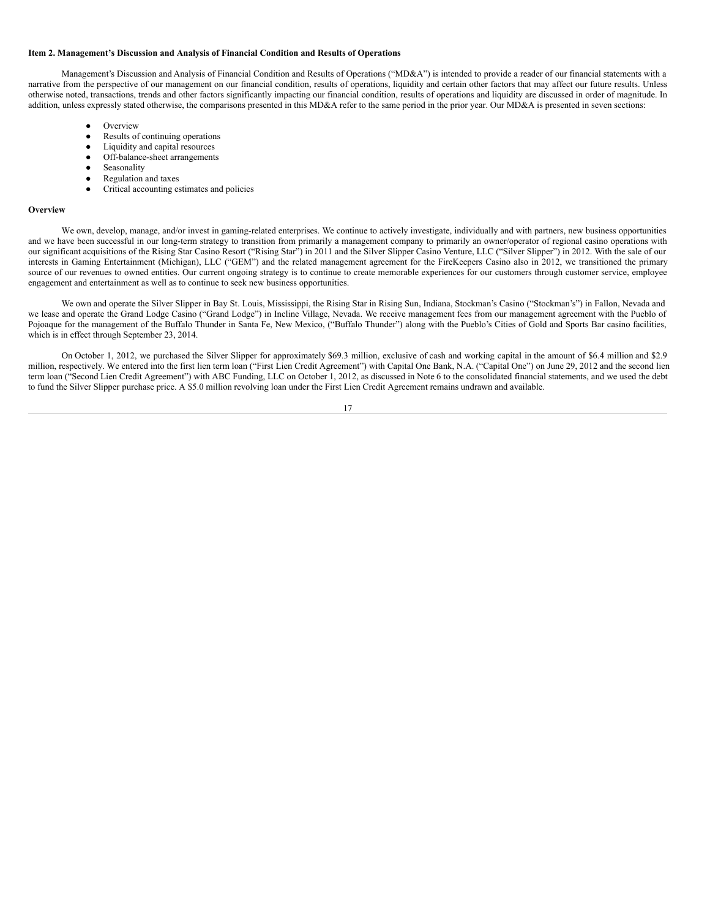**Item 2. Management's Discussion and Analysis of Financial Condition and Results of Operations**

Management's Discussion and Analysis of Financial Condition and Results of Operations ("MD&A") is intended to provide a reader of our financial statements with a narrative from the perspective of our management on our financial condition, results of operations, liquidity and certain other factors that may affect our future results. Unless otherwise noted, transactions, trends and other factors significantly impacting our financial condition, results of operations and liquidity are discussed in order of magnitude. In addition, unless expressly stated otherwise, the comparisons presented in this MD&A refer to the same period in the prior year. Our MD&A is presented in seven sections:

- Overview
- Results of continuing operations
- Liquidity and capital resources
- Off-balance-sheet arrangements
- Seasonality
- Regulation and taxes
- Critical accounting estimates and policies

**Overview**

We own, develop, manage, and/or invest in gaming-related enterprises. We continue to actively investigate, individually and with partners, new business opportunities and we have been successful in our long-term strategy to transition from primarily a management company to primarily an owner/operator of regional casino operations with our significant acquisitions of the Rising Star Casino Resort ("Rising Star") in 2011 and the Silver Slipper Casino Venture, LLC ("Silver Slipper") in 2012. With the sale of our interests in Gaming Entertainment (Michigan), LLC ("GEM") and the related management agreement for the FireKeepers Casino also in 2012, we transitioned the primary source of our revenues to owned entities. Our current ongoing strategy is to continue to create memorable experiences for our customers through customer service, employee engagement and entertainment as well as to continue to seek new business opportunities.

We own and operate the Silver Slipper in Bay St. Louis, Mississippi, the Rising Star in Rising Sun, Indiana, Stockman's Casino ("Stockman's") in Fallon, Nevada and we lease and operate the Grand Lodge Casino ("Grand Lodge") in Incline Village, Nevada. We receive management fees from our management agreement with the Pueblo of Pojoaque for the management of the Buffalo Thunder in Santa Fe, New Mexico, ("Buffalo Thunder") along with the Pueblo's Cities of Gold and Sports Bar casino facilities, which is in effect through September 23, 2014.

On October 1, 2012, we purchased the Silver Slipper for approximately $69.3 million, exclusive of cash and working capital in the amount of $6.4 million and $2.9 million, respectively. We entered into the first lien term loan ("First Lien Credit Agreement") with Capital One Bank, N.A. ("Capital One") on June 29, 2012 and the second lien term loan ("Second Lien Credit Agreement") with ABC Funding, LLC on October 1, 2012, as discussed in Note 6 to the consolidated financial statements, and we used the debt to fund the Silver Slipper purchase price. A $5.0 million revolving loan under the First Lien Credit Agreement remains undrawn and available.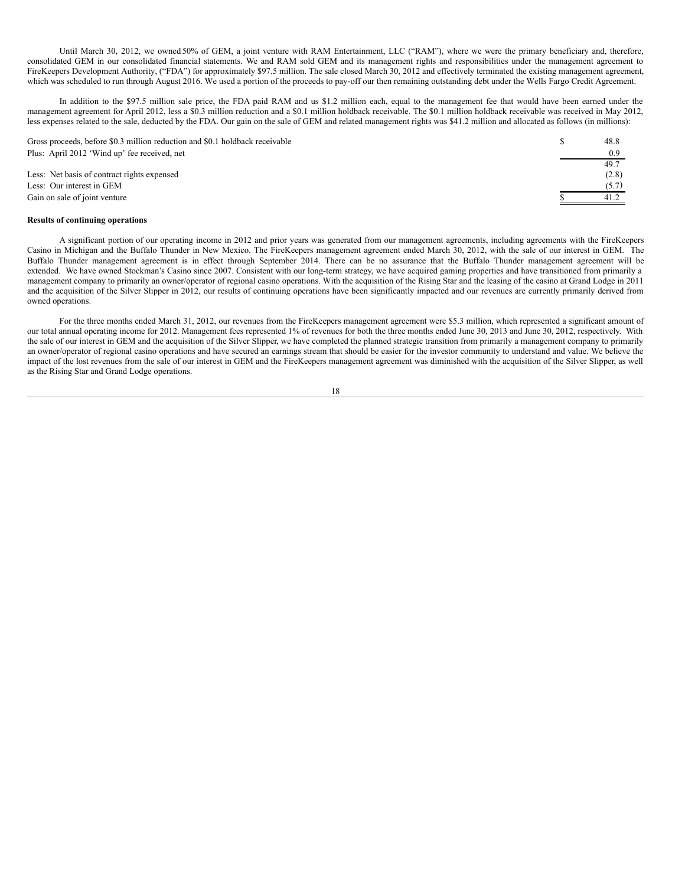Until March 30, 2012, we owned 50% of GEM, a joint venture with RAM Entertainment, LLC ("RAM"), where we were the primary beneficiary and, therefore, consolidated GEM in our consolidated financial statements. We and RAM sold GEM and its management rights and responsibilities under the management agreement to FireKeepers Development Authority, ("FDA") for approximately $97.5 million. The sale closed March 30, 2012 and effectively terminated the existing management agreement, which was scheduled to run through August 2016. We used a portion of the proceeds to pay-off our then remaining outstanding debt under the Wells Fargo Credit Agreement.

In addition to the $97.5 million sale price, the FDA paid RAM and us $1.2 million each, equal to the management fee that would have been earned under the management agreement for April 2012, less a $0.3 million reduction and a $0.1 million holdback receivable. The $0.1 million holdback receivable was received in May 2012, less expenses related to the sale, deducted by the FDA. Our gain on the sale of GEM and related management rights was $41.2 million and allocated as follows (in millions):

| | | |
|---|---|---|
| Gross proceeds, before $0.3 million reduction and $0.1 holdback receivable | $ | 48.8 |
| Plus: April 2012 'Wind up' fee received, net | | 0.9 |
| | | 49.7 |
| Less: Net basis of contract rights expensed | | (2.8) |
| Less: Our interest in GEM | | (5.7) |
| Gain on sale of joint venture | $ | 41.2 |

**Results of continuing operations**

A significant portion of our operating income in 2012 and prior years was generated from our management agreements, including agreements with the FireKeepers Casino in Michigan and the Buffalo Thunder in New Mexico. The FireKeepers management agreement ended March 30, 2012, with the sale of our interest in GEM. The Buffalo Thunder management agreement is in effect through September 2014. There can be no assurance that the Buffalo Thunder management agreement will be extended. We have owned Stockman's Casino since 2007. Consistent with our long-term strategy, we have acquired gaming properties and have transitioned from primarily a management company to primarily an owner/operator of regional casino operations. With the acquisition of the Rising Star and the leasing of the casino at Grand Lodge in 2011 and the acquisition of the Silver Slipper in 2012, our results of continuing operations have been significantly impacted and our revenues are currently primarily derived from owned operations.

For the three months ended March 31, 2012, our revenues from the FireKeepers management agreement were $5.3 million, which represented a significant amount of our total annual operating income for 2012. Management fees represented 1% of revenues for both the three months ended June 30, 2013 and June 30, 2012, respectively. With the sale of our interest in GEM and the acquisition of the Silver Slipper, we have completed the planned strategic transition from primarily a management company to primarily an owner/operator of regional casino operations and have secured an earnings stream that should be easier for the investor community to understand and value. We believe the impact of the lost revenues from the sale of our interest in GEM and the FireKeepers management agreement was diminished with the acquisition of the Silver Slipper, as well as the Rising Star and Grand Lodge operations.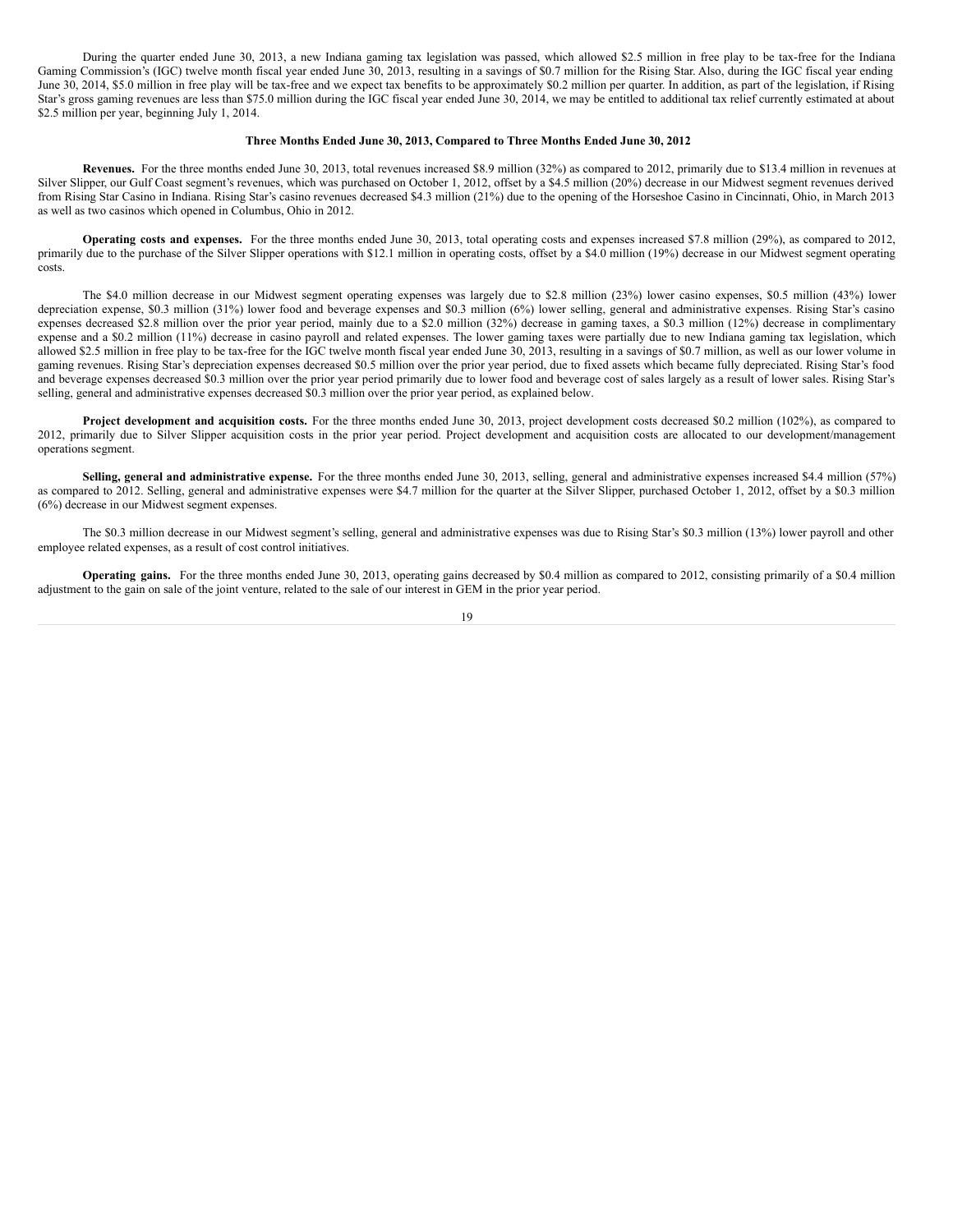During the quarter ended June 30, 2013, a new Indiana gaming tax legislation was passed, which allowed $2.5 million in free play to be tax-free for the Indiana Gaming Commission's (IGC) twelve month fiscal year ended June 30, 2013, resulting in a savings of $0.7 million for the Rising Star. Also, during the IGC fiscal year ending June 30, 2014, $5.0 million in free play will be tax-free and we expect tax benefits to be approximately $0.2 million per quarter. In addition, as part of the legislation, if Rising Star's gross gaming revenues are less than $75.0 million during the IGC fiscal year ended June 30, 2014, we may be entitled to additional tax relief currently estimated at about $2.5 million per year, beginning July 1, 2014.

### Three Months Ended June 30, 2013, Compared to Three Months Ended June 30, 2012

**Revenues.** For the three months ended June 30, 2013, total revenues increased $8.9 million (32%) as compared to 2012, primarily due to $13.4 million in revenues at Silver Slipper, our Gulf Coast segment's revenues, which was purchased on October 1, 2012, offset by a $4.5 million (20%) decrease in our Midwest segment revenues derived from Rising Star Casino in Indiana. Rising Star's casino revenues decreased $4.3 million (21%) due to the opening of the Horseshoe Casino in Cincinnati, Ohio, in March 2013 as well as two casinos which opened in Columbus, Ohio in 2012.

**Operating costs and expenses.** For the three months ended June 30, 2013, total operating costs and expenses increased $7.8 million (29%), as compared to 2012, primarily due to the purchase of the Silver Slipper operations with $12.1 million in operating costs, offset by a $4.0 million (19%) decrease in our Midwest segment operating costs.

The $4.0 million decrease in our Midwest segment operating expenses was largely due to $2.8 million (23%) lower casino expenses, $0.5 million (43%) lower depreciation expense, $0.3 million (31%) lower food and beverage expenses and $0.3 million (6%) lower selling, general and administrative expenses. Rising Star's casino expenses decreased $2.8 million over the prior year period, mainly due to a $2.0 million (32%) decrease in gaming taxes, a $0.3 million (12%) decrease in complimentary expense and a $0.2 million (11%) decrease in casino payroll and related expenses. The lower gaming taxes were partially due to new Indiana gaming tax legislation, which allowed $2.5 million in free play to be tax-free for the IGC twelve month fiscal year ended June 30, 2013, resulting in a savings of $0.7 million, as well as our lower volume in gaming revenues. Rising Star's depreciation expenses decreased $0.5 million over the prior year period, due to fixed assets which became fully depreciated. Rising Star's food and beverage expenses decreased $0.3 million over the prior year period primarily due to lower food and beverage cost of sales largely as a result of lower sales. Rising Star's selling, general and administrative expenses decreased $0.3 million over the prior year period, as explained below.

**Project development and acquisition costs.** For the three months ended June 30, 2013, project development costs decreased $0.2 million (102%), as compared to 2012, primarily due to Silver Slipper acquisition costs in the prior year period. Project development and acquisition costs are allocated to our development/management operations segment.

**Selling, general and administrative expense.** For the three months ended June 30, 2013, selling, general and administrative expenses increased $4.4 million (57%) as compared to 2012. Selling, general and administrative expenses were $4.7 million for the quarter at the Silver Slipper, purchased October 1, 2012, offset by a $0.3 million (6%) decrease in our Midwest segment expenses.

The $0.3 million decrease in our Midwest segment's selling, general and administrative expenses was due to Rising Star's $0.3 million (13%) lower payroll and other employee related expenses, as a result of cost control initiatives.

**Operating gains.** For the three months ended June 30, 2013, operating gains decreased by $0.4 million as compared to 2012, consisting primarily of a $0.4 million adjustment to the gain on sale of the joint venture, related to the sale of our interest in GEM in the prior year period.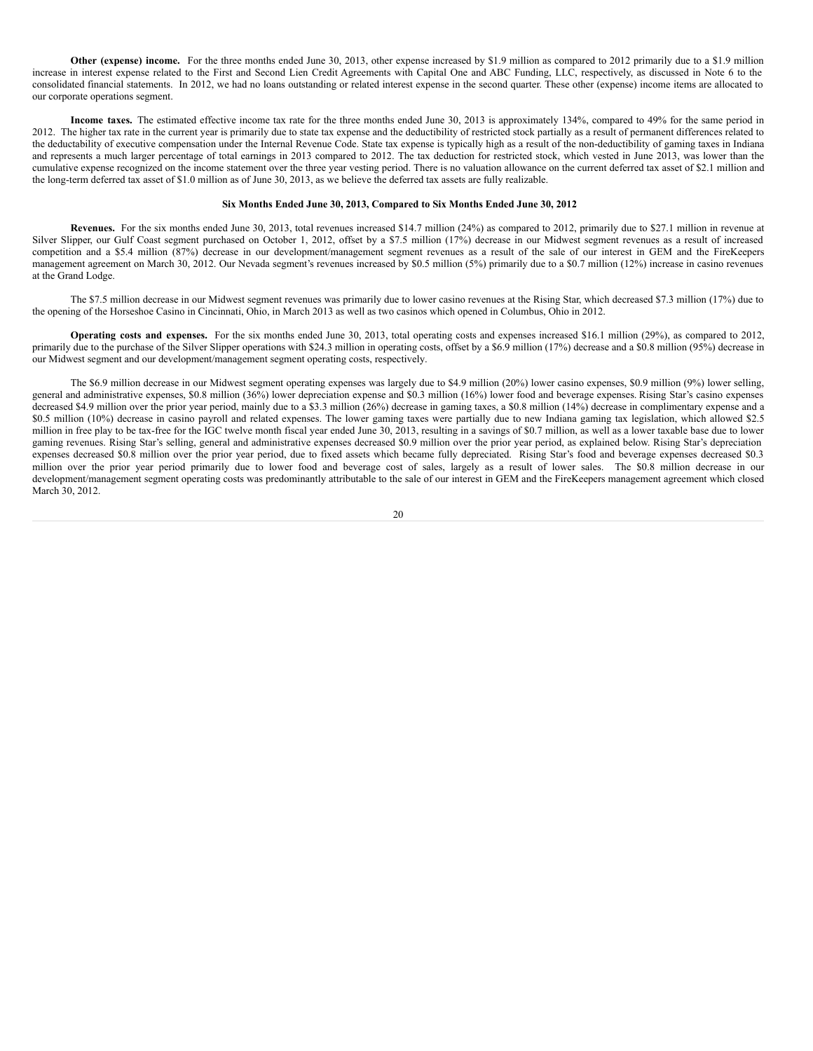**Other (expense) income.** For the three months ended June 30, 2013, other expense increased by $1.9 million as compared to 2012 primarily due to a $1.9 million increase in interest expense related to the First and Second Lien Credit Agreements with Capital One and ABC Funding, LLC, respectively, as discussed in Note 6 to the consolidated financial statements. In 2012, we had no loans outstanding or related interest expense in the second quarter. These other (expense) income items are allocated to our corporate operations segment.

**Income taxes.** The estimated effective income tax rate for the three months ended June 30, 2013 is approximately 134%, compared to 49% for the same period in 2012. The higher tax rate in the current year is primarily due to state tax expense and the deductibility of restricted stock partially as a result of permanent differences related to the deductability of executive compensation under the Internal Revenue Code. State tax expense is typically high as a result of the non-deductibility of gaming taxes in Indiana and represents a much larger percentage of total earnings in 2013 compared to 2012. The tax deduction for restricted stock, which vested in June 2013, was lower than the cumulative expense recognized on the income statement over the three year vesting period. There is no valuation allowance on the current deferred tax asset of $2.1 million and the long-term deferred tax asset of $1.0 million as of June 30, 2013, as we believe the deferred tax assets are fully realizable.

### Six Months Ended June 30, 2013, Compared to Six Months Ended June 30, 2012

**Revenues.** For the six months ended June 30, 2013, total revenues increased $14.7 million (24%) as compared to 2012, primarily due to $27.1 million in revenue at Silver Slipper, our Gulf Coast segment purchased on October 1, 2012, offset by a $7.5 million (17%) decrease in our Midwest segment revenues as a result of increased competition and a $5.4 million (87%) decrease in our development/management segment revenues as a result of the sale of our interest in GEM and the FireKeepers management agreement on March 30, 2012. Our Nevada segment's revenues increased by $0.5 million (5%) primarily due to a $0.7 million (12%) increase in casino revenues at the Grand Lodge.

The $7.5 million decrease in our Midwest segment revenues was primarily due to lower casino revenues at the Rising Star, which decreased $7.3 million (17%) due to the opening of the Horseshoe Casino in Cincinnati, Ohio, in March 2013 as well as two casinos which opened in Columbus, Ohio in 2012.

**Operating costs and expenses.** For the six months ended June 30, 2013, total operating costs and expenses increased $16.1 million (29%), as compared to 2012, primarily due to the purchase of the Silver Slipper operations with $24.3 million in operating costs, offset by a $6.9 million (17%) decrease and a $0.8 million (95%) decrease in our Midwest segment and our development/management segment operating costs, respectively.

The $6.9 million decrease in our Midwest segment operating expenses was largely due to $4.9 million (20%) lower casino expenses, $0.9 million (9%) lower selling, general and administrative expenses, $0.8 million (36%) lower depreciation expense and $0.3 million (16%) lower food and beverage expenses. Rising Star's casino expenses decreased $4.9 million over the prior year period, mainly due to a $3.3 million (26%) decrease in gaming taxes, a $0.8 million (14%) decrease in complimentary expense and a $0.5 million (10%) decrease in casino payroll and related expenses. The lower gaming taxes were partially due to new Indiana gaming tax legislation, which allowed $2.5 million in free play to be tax-free for the IGC twelve month fiscal year ended June 30, 2013, resulting in a savings of $0.7 million, as well as a lower taxable base due to lower gaming revenues. Rising Star's selling, general and administrative expenses decreased $0.9 million over the prior year period, as explained below. Rising Star's depreciation expenses decreased $0.8 million over the prior year period, due to fixed assets which became fully depreciated. Rising Star's food and beverage expenses decreased $0.3 million over the prior year period primarily due to lower food and beverage cost of sales, largely as a result of lower sales. The $0.8 million decrease in our development/management segment operating costs was predominantly attributable to the sale of our interest in GEM and the FireKeepers management agreement which closed March 30, 2012.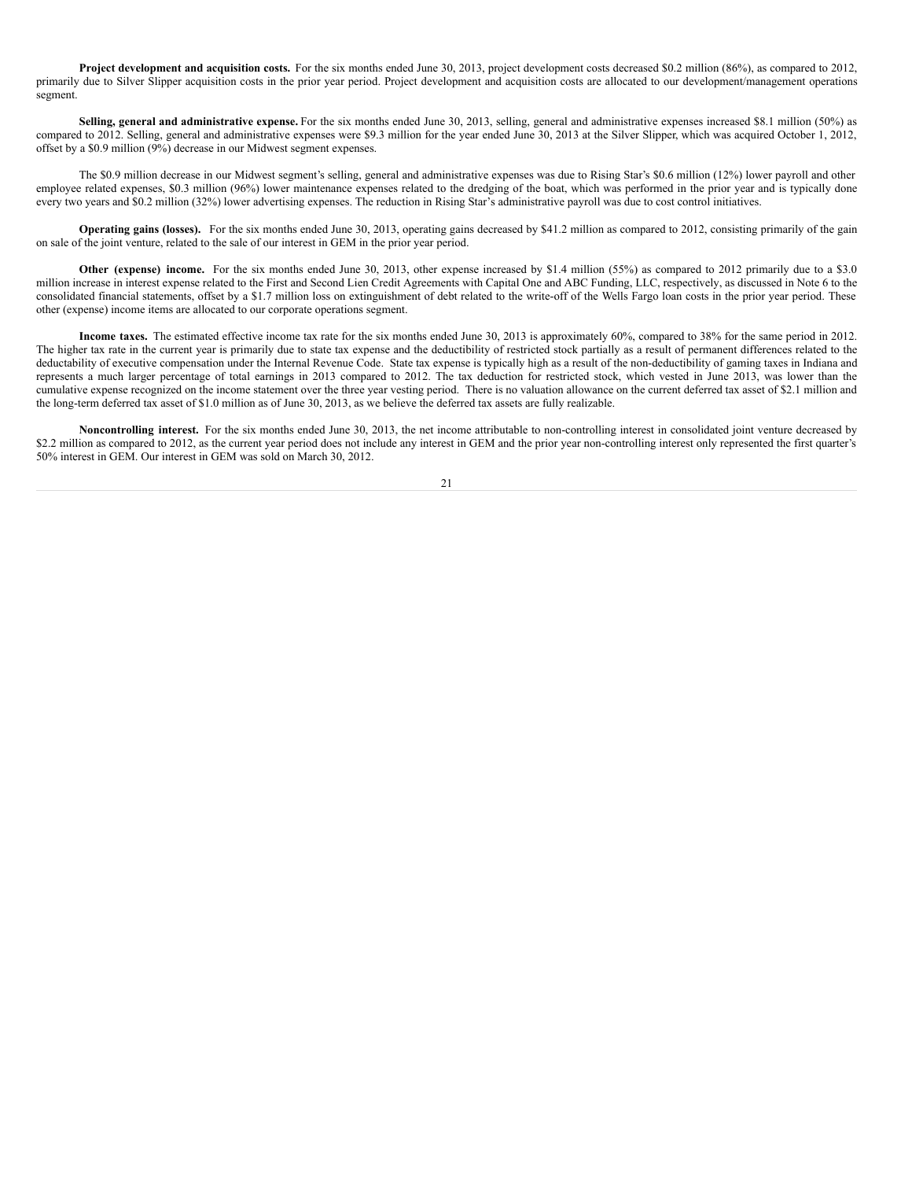**Project development and acquisition costs.** For the six months ended June 30, 2013, project development costs decreased $0.2 million (86%), as compared to 2012, primarily due to Silver Slipper acquisition costs in the prior year period. Project development and acquisition costs are allocated to our development/management operations segment.

**Selling, general and administrative expense.** For the six months ended June 30, 2013, selling, general and administrative expenses increased $8.1 million (50%) as compared to 2012. Selling, general and administrative expenses were $9.3 million for the year ended June 30, 2013 at the Silver Slipper, which was acquired October 1, 2012, offset by a $0.9 million (9%) decrease in our Midwest segment expenses.

The $0.9 million decrease in our Midwest segment's selling, general and administrative expenses was due to Rising Star's $0.6 million (12%) lower payroll and other employee related expenses, $0.3 million (96%) lower maintenance expenses related to the dredging of the boat, which was performed in the prior year and is typically done every two years and $0.2 million (32%) lower advertising expenses. The reduction in Rising Star's administrative payroll was due to cost control initiatives.

**Operating gains (losses).** For the six months ended June 30, 2013, operating gains decreased by $41.2 million as compared to 2012, consisting primarily of the gain on sale of the joint venture, related to the sale of our interest in GEM in the prior year period.

**Other (expense) income.** For the six months ended June 30, 2013, other expense increased by $1.4 million (55%) as compared to 2012 primarily due to a $3.0 million increase in interest expense related to the First and Second Lien Credit Agreements with Capital One and ABC Funding, LLC, respectively, as discussed in Note 6 to the consolidated financial statements, offset by a $1.7 million loss on extinguishment of debt related to the write-off of the Wells Fargo loan costs in the prior year period. These other (expense) income items are allocated to our corporate operations segment.

**Income taxes.** The estimated effective income tax rate for the six months ended June 30, 2013 is approximately 60%, compared to 38% for the same period in 2012. The higher tax rate in the current year is primarily due to state tax expense and the deductibility of restricted stock partially as a result of permanent differences related to the deductability of executive compensation under the Internal Revenue Code. State tax expense is typically high as a result of the non-deductibility of gaming taxes in Indiana and represents a much larger percentage of total earnings in 2013 compared to 2012. The tax deduction for restricted stock, which vested in June 2013, was lower than the cumulative expense recognized on the income statement over the three year vesting period. There is no valuation allowance on the current deferred tax asset of $2.1 million and the long-term deferred tax asset of $1.0 million as of June 30, 2013, as we believe the deferred tax assets are fully realizable.

**Noncontrolling interest.** For the six months ended June 30, 2013, the net income attributable to non-controlling interest in consolidated joint venture decreased by $2.2 million as compared to 2012, as the current year period does not include any interest in GEM and the prior year non-controlling interest only represented the first quarter's 50% interest in GEM. Our interest in GEM was sold on March 30, 2012.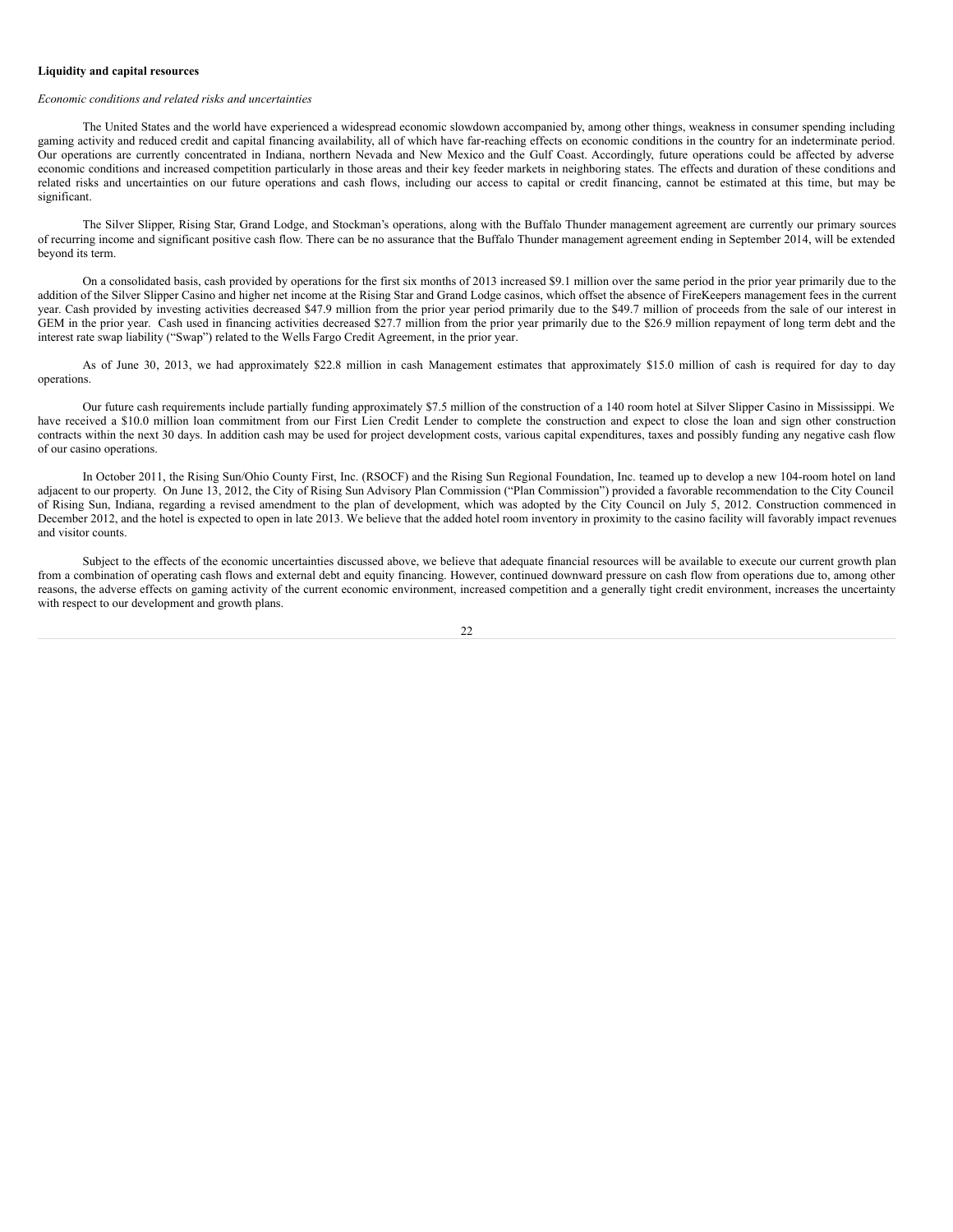**Liquidity and capital resources**

*Economic conditions and related risks and uncertainties*

The United States and the world have experienced a widespread economic slowdown accompanied by, among other things, weakness in consumer spending including gaming activity and reduced credit and capital financing availability, all of which have far-reaching effects on economic conditions in the country for an indeterminate period. Our operations are currently concentrated in Indiana, northern Nevada and New Mexico and the Gulf Coast. Accordingly, future operations could be affected by adverse economic conditions and increased competition particularly in those areas and their key feeder markets in neighboring states. The effects and duration of these conditions and related risks and uncertainties on our future operations and cash flows, including our access to capital or credit financing, cannot be estimated at this time, but may be significant.

The Silver Slipper, Rising Star, Grand Lodge, and Stockman's operations, along with the Buffalo Thunder management agreement, are currently our primary sources of recurring income and significant positive cash flow. There can be no assurance that the Buffalo Thunder management agreement ending in September 2014, will be extended beyond its term.

On a consolidated basis, cash provided by operations for the first six months of 2013 increased $9.1 million over the same period in the prior year primarily due to the addition of the Silver Slipper Casino and higher net income at the Rising Star and Grand Lodge casinos, which offset the absence of FireKeepers management fees in the current year. Cash provided by investing activities decreased $47.9 million from the prior year period primarily due to the $49.7 million of proceeds from the sale of our interest in GEM in the prior year. Cash used in financing activities decreased $27.7 million from the prior year primarily due to the $26.9 million repayment of long term debt and the interest rate swap liability ("Swap") related to the Wells Fargo Credit Agreement, in the prior year.

As of June 30, 2013, we had approximately $22.8 million in cash Management estimates that approximately $15.0 million of cash is required for day to day operations.

Our future cash requirements include partially funding approximately $7.5 million of the construction of a 140 room hotel at Silver Slipper Casino in Mississippi. We have received a $10.0 million loan commitment from our First Lien Credit Lender to complete the construction and expect to close the loan and sign other construction contracts within the next 30 days. In addition cash may be used for project development costs, various capital expenditures, taxes and possibly funding any negative cash flow of our casino operations.

In October 2011, the Rising Sun/Ohio County First, Inc. (RSOCF) and the Rising Sun Regional Foundation, Inc. teamed up to develop a new 104-room hotel on land adjacent to our property. On June 13, 2012, the City of Rising Sun Advisory Plan Commission ("Plan Commission") provided a favorable recommendation to the City Council of Rising Sun, Indiana, regarding a revised amendment to the plan of development, which was adopted by the City Council on July 5, 2012. Construction commenced in December 2012, and the hotel is expected to open in late 2013. We believe that the added hotel room inventory in proximity to the casino facility will favorably impact revenues and visitor counts.

Subject to the effects of the economic uncertainties discussed above, we believe that adequate financial resources will be available to execute our current growth plan from a combination of operating cash flows and external debt and equity financing. However, continued downward pressure on cash flow from operations due to, among other reasons, the adverse effects on gaming activity of the current economic environment, increased competition and a generally tight credit environment, increases the uncertainty with respect to our development and growth plans.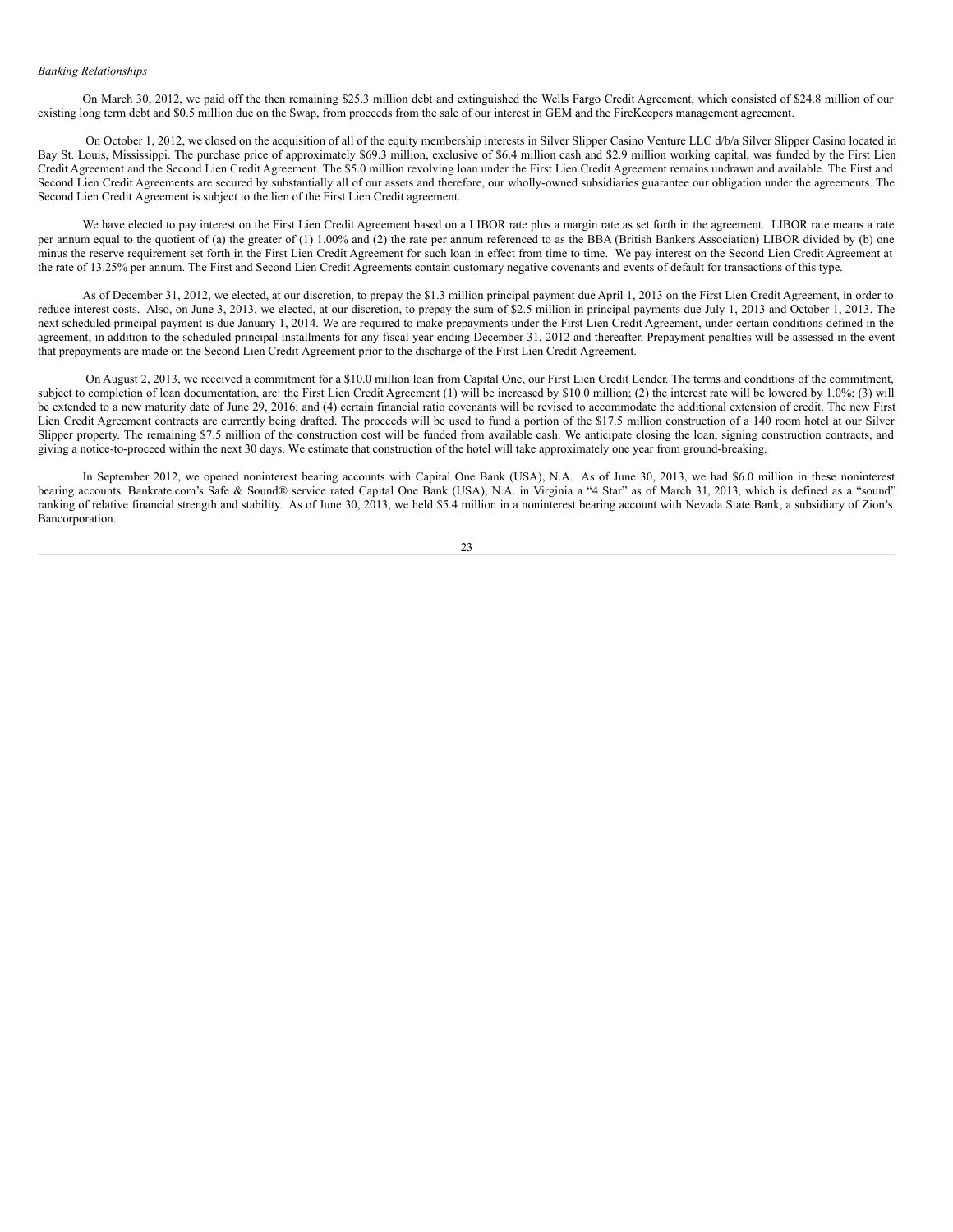*Banking Relationships*

On March 30, 2012, we paid off the then remaining $25.3 million debt and extinguished the Wells Fargo Credit Agreement, which consisted of $24.8 million of our existing long term debt and $0.5 million due on the Swap, from proceeds from the sale of our interest in GEM and the FireKeepers management agreement.

On October 1, 2012, we closed on the acquisition of all of the equity membership interests in Silver Slipper Casino Venture LLC d/b/a Silver Slipper Casino located in Bay St. Louis, Mississippi. The purchase price of approximately $69.3 million, exclusive of $6.4 million cash and $2.9 million working capital, was funded by the First Lien Credit Agreement and the Second Lien Credit Agreement. The $5.0 million revolving loan under the First Lien Credit Agreement remains undrawn and available. The First and Second Lien Credit Agreements are secured by substantially all of our assets and therefore, our wholly-owned subsidiaries guarantee our obligation under the agreements. The Second Lien Credit Agreement is subject to the lien of the First Lien Credit agreement.

We have elected to pay interest on the First Lien Credit Agreement based on a LIBOR rate plus a margin rate as set forth in the agreement. LIBOR rate means a rate per annum equal to the quotient of (a) the greater of (1) 1.00% and (2) the rate per annum referenced to as the BBA (British Bankers Association) LIBOR divided by (b) one minus the reserve requirement set forth in the First Lien Credit Agreement for such loan in effect from time to time. We pay interest on the Second Lien Credit Agreement at the rate of 13.25% per annum. The First and Second Lien Credit Agreements contain customary negative covenants and events of default for transactions of this type.

As of December 31, 2012, we elected, at our discretion, to prepay the $1.3 million principal payment due April 1, 2013 on the First Lien Credit Agreement, in order to reduce interest costs. Also, on June 3, 2013, we elected, at our discretion, to prepay the sum of $2.5 million in principal payments due July 1, 2013 and October 1, 2013. The next scheduled principal payment is due January 1, 2014. We are required to make prepayments under the First Lien Credit Agreement, under certain conditions defined in the agreement, in addition to the scheduled principal installments for any fiscal year ending December 31, 2012 and thereafter. Prepayment penalties will be assessed in the event that prepayments are made on the Second Lien Credit Agreement prior to the discharge of the First Lien Credit Agreement.

On August 2, 2013, we received a commitment for a $10.0 million loan from Capital One, our First Lien Credit Lender. The terms and conditions of the commitment, subject to completion of loan documentation, are: the First Lien Credit Agreement (1) will be increased by $10.0 million; (2) the interest rate will be lowered by 1.0%; (3) will be extended to a new maturity date of June 29, 2016; and (4) certain financial ratio covenants will be revised to accommodate the additional extension of credit. The new First Lien Credit Agreement contracts are currently being drafted. The proceeds will be used to fund a portion of the $17.5 million construction of a 140 room hotel at our Silver Slipper property. The remaining $7.5 million of the construction cost will be funded from available cash. We anticipate closing the loan, signing construction contracts, and giving a notice-to-proceed within the next 30 days. We estimate that construction of the hotel will take approximately one year from ground-breaking.

In September 2012, we opened noninterest bearing accounts with Capital One Bank (USA), N.A. As of June 30, 2013, we had $6.0 million in these noninterest bearing accounts. Bankrate.com's Safe & Sound® service rated Capital One Bank (USA), N.A. in Virginia a "4 Star" as of March 31, 2013, which is defined as a "sound" ranking of relative financial strength and stability. As of June 30, 2013, we held $5.4 million in a noninterest bearing account with Nevada State Bank, a subsidiary of Zion's Bancorporation.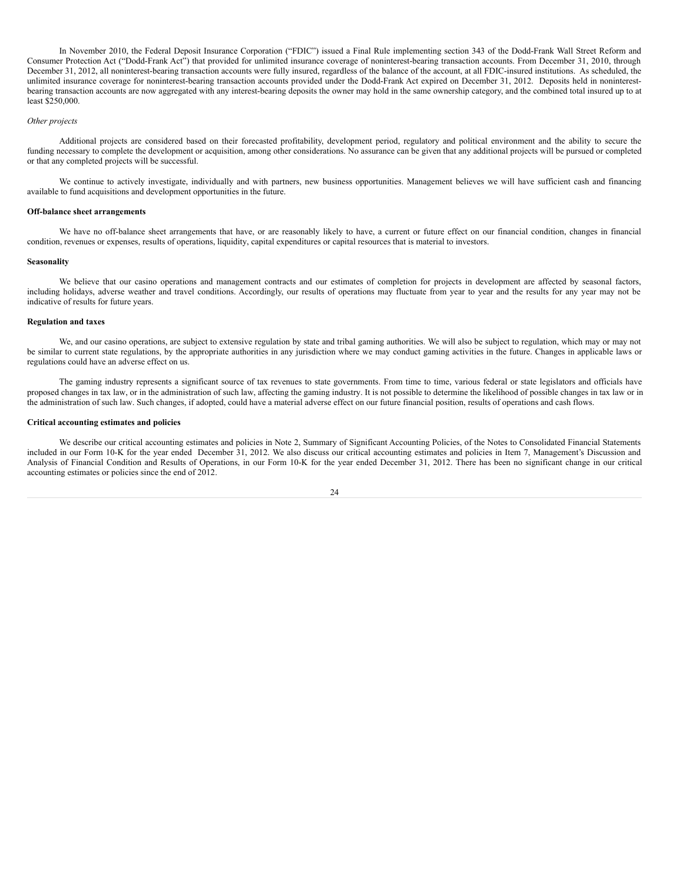In November 2010, the Federal Deposit Insurance Corporation ("FDIC") issued a Final Rule implementing section 343 of the Dodd-Frank Wall Street Reform and Consumer Protection Act ("Dodd-Frank Act") that provided for unlimited insurance coverage of noninterest-bearing transaction accounts. From December 31, 2010, through December 31, 2012, all noninterest-bearing transaction accounts were fully insured, regardless of the balance of the account, at all FDIC-insured institutions. As scheduled, the unlimited insurance coverage for noninterest-bearing transaction accounts provided under the Dodd-Frank Act expired on December 31, 2012. Deposits held in noninterest-bearing transaction accounts are now aggregated with any interest-bearing deposits the owner may hold in the same ownership category, and the combined total insured up to at least $250,000.

*Other projects*

Additional projects are considered based on their forecasted profitability, development period, regulatory and political environment and the ability to secure the funding necessary to complete the development or acquisition, among other considerations. No assurance can be given that any additional projects will be pursued or completed or that any completed projects will be successful.

We continue to actively investigate, individually and with partners, new business opportunities. Management believes we will have sufficient cash and financing available to fund acquisitions and development opportunities in the future.

**Off-balance sheet arrangements**

We have no off-balance sheet arrangements that have, or are reasonably likely to have, a current or future effect on our financial condition, changes in financial condition, revenues or expenses, results of operations, liquidity, capital expenditures or capital resources that is material to investors.

**Seasonality**

We believe that our casino operations and management contracts and our estimates of completion for projects in development are affected by seasonal factors, including holidays, adverse weather and travel conditions. Accordingly, our results of operations may fluctuate from year to year and the results for any year may not be indicative of results for future years.

**Regulation and taxes**

We, and our casino operations, are subject to extensive regulation by state and tribal gaming authorities. We will also be subject to regulation, which may or may not be similar to current state regulations, by the appropriate authorities in any jurisdiction where we may conduct gaming activities in the future. Changes in applicable laws or regulations could have an adverse effect on us.

The gaming industry represents a significant source of tax revenues to state governments. From time to time, various federal or state legislators and officials have proposed changes in tax law, or in the administration of such law, affecting the gaming industry. It is not possible to determine the likelihood of possible changes in tax law or in the administration of such law. Such changes, if adopted, could have a material adverse effect on our future financial position, results of operations and cash flows.

**Critical accounting estimates and policies**

We describe our critical accounting estimates and policies in Note 2, Summary of Significant Accounting Policies, of the Notes to Consolidated Financial Statements included in our Form 10-K for the year ended December 31, 2012. We also discuss our critical accounting estimates and policies in Item 7, Management's Discussion and Analysis of Financial Condition and Results of Operations, in our Form 10-K for the year ended December 31, 2012. There has been no significant change in our critical accounting estimates or policies since the end of 2012.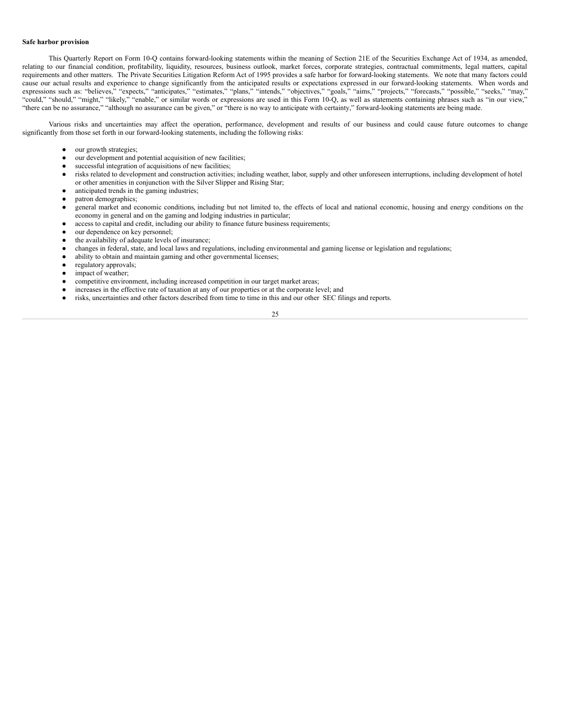**Safe harbor provision**

This Quarterly Report on Form 10-Q contains forward-looking statements within the meaning of Section 21E of the Securities Exchange Act of 1934, as amended, relating to our financial condition, profitability, liquidity, resources, business outlook, market forces, corporate strategies, contractual commitments, legal matters, capital requirements and other matters. The Private Securities Litigation Reform Act of 1995 provides a safe harbor for forward-looking statements. We note that many factors could cause our actual results and experience to change significantly from the anticipated results or expectations expressed in our forward-looking statements. When words and expressions such as: "believes," "expects," "anticipates," "estimates," "plans," "intends," "objectives," "goals," "aims," "projects," "forecasts," "possible," "seeks," "may," "could," "should," "might," "likely," "enable," or similar words or expressions are used in this Form 10-Q, as well as statements containing phrases such as "in our view," "there can be no assurance," "although no assurance can be given," or "there is no way to anticipate with certainty," forward-looking statements are being made.

Various risks and uncertainties may affect the operation, performance, development and results of our business and could cause future outcomes to change significantly from those set forth in our forward-looking statements, including the following risks:

- our growth strategies;
- our development and potential acquisition of new facilities;
- successful integration of acquisitions of new facilities;
- risks related to development and construction activities; including weather, labor, supply and other unforeseen interruptions, including development of hotel or other amenities in conjunction with the Silver Slipper and Rising Star;
- anticipated trends in the gaming industries;
- patron demographics;
- general market and economic conditions, including but not limited to, the effects of local and national economic, housing and energy conditions on the economy in general and on the gaming and lodging industries in particular;
- access to capital and credit, including our ability to finance future business requirements;
- our dependence on key personnel;
- the availability of adequate levels of insurance;
- changes in federal, state, and local laws and regulations, including environmental and gaming license or legislation and regulations;
- ability to obtain and maintain gaming and other governmental licenses;
- regulatory approvals;
- impact of weather;
- competitive environment, including increased competition in our target market areas;
- increases in the effective rate of taxation at any of our properties or at the corporate level; and
- risks, uncertainties and other factors described from time to time in this and our other SEC filings and reports.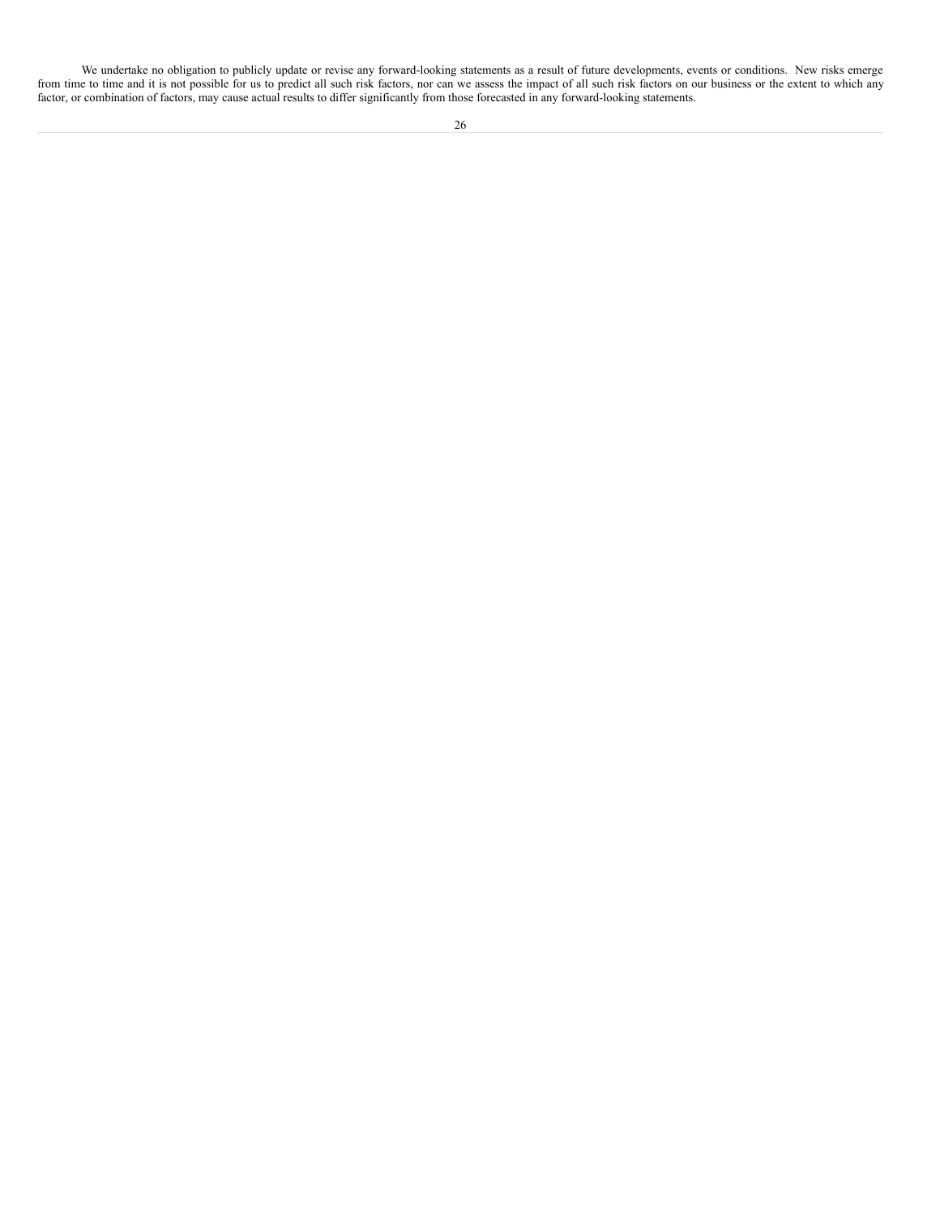We undertake no obligation to publicly update or revise any forward-looking statements as a result of future developments, events or conditions. New risks emerge from time to time and it is not possible for us to predict all such risk factors, nor can we assess the impact of all such risk factors on our business or the extent to which any factor, or combination of factors, may cause actual results to differ significantly from those forecasted in any forward-looking statements.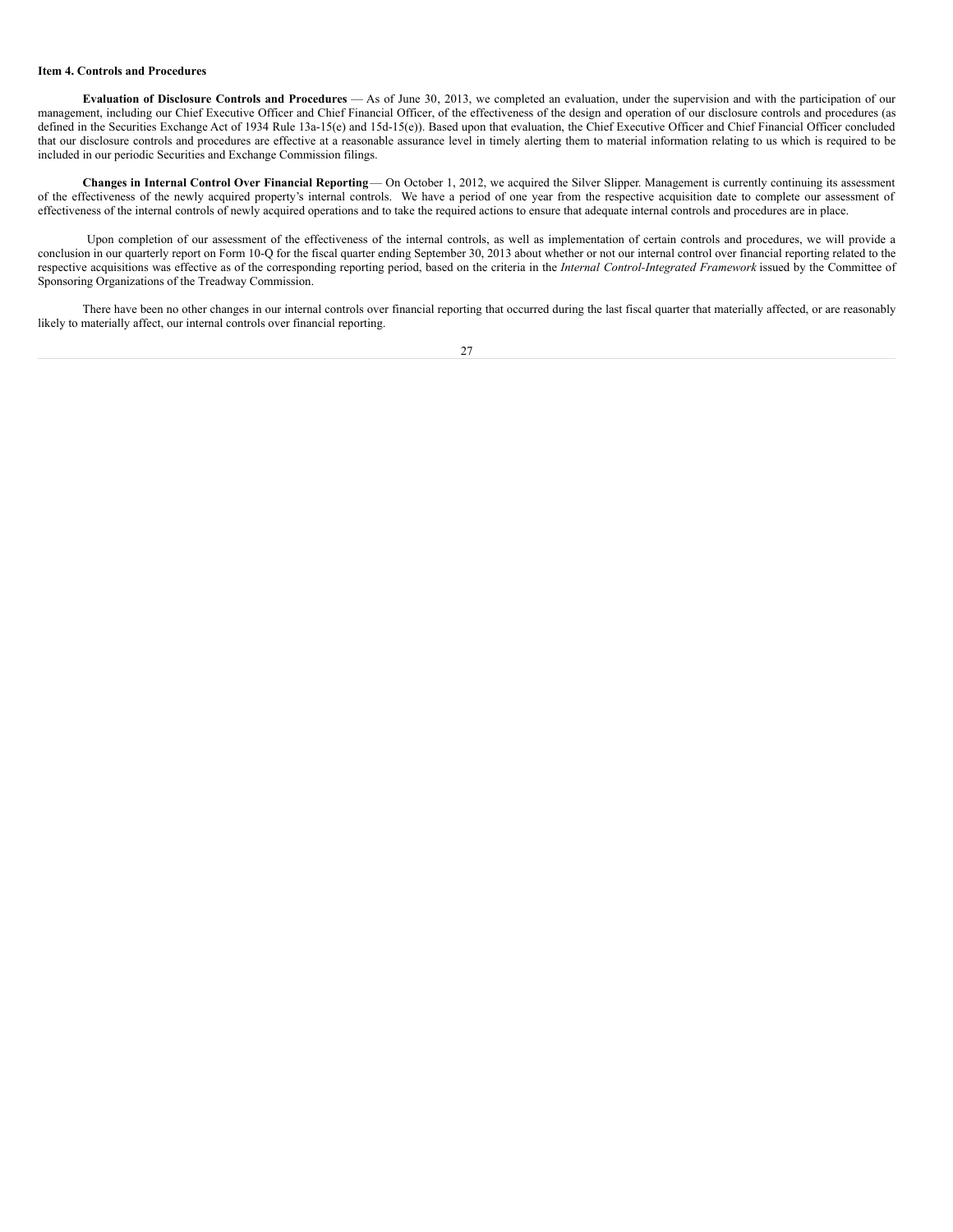**Item 4. Controls and Procedures**

**Evaluation of Disclosure Controls and Procedures** — As of June 30, 2013, we completed an evaluation, under the supervision and with the participation of our management, including our Chief Executive Officer and Chief Financial Officer, of the effectiveness of the design and operation of our disclosure controls and procedures (as defined in the Securities Exchange Act of 1934 Rule 13a-15(e) and 15d-15(e)). Based upon that evaluation, the Chief Executive Officer and Chief Financial Officer concluded that our disclosure controls and procedures are effective at a reasonable assurance level in timely alerting them to material information relating to us which is required to be included in our periodic Securities and Exchange Commission filings.

**Changes in Internal Control Over Financial Reporting** — On October 1, 2012, we acquired the Silver Slipper. Management is currently continuing its assessment of the effectiveness of the newly acquired property's internal controls. We have a period of one year from the respective acquisition date to complete our assessment of effectiveness of the internal controls of newly acquired operations and to take the required actions to ensure that adequate internal controls and procedures are in place.

Upon completion of our assessment of the effectiveness of the internal controls, as well as implementation of certain controls and procedures, we will provide a conclusion in our quarterly report on Form 10-Q for the fiscal quarter ending September 30, 2013 about whether or not our internal control over financial reporting related to the respective acquisitions was effective as of the corresponding reporting period, based on the criteria in the *Internal Control-Integrated Framework* issued by the Committee of Sponsoring Organizations of the Treadway Commission.

There have been no other changes in our internal controls over financial reporting that occurred during the last fiscal quarter that materially affected, or are reasonably likely to materially affect, our internal controls over financial reporting.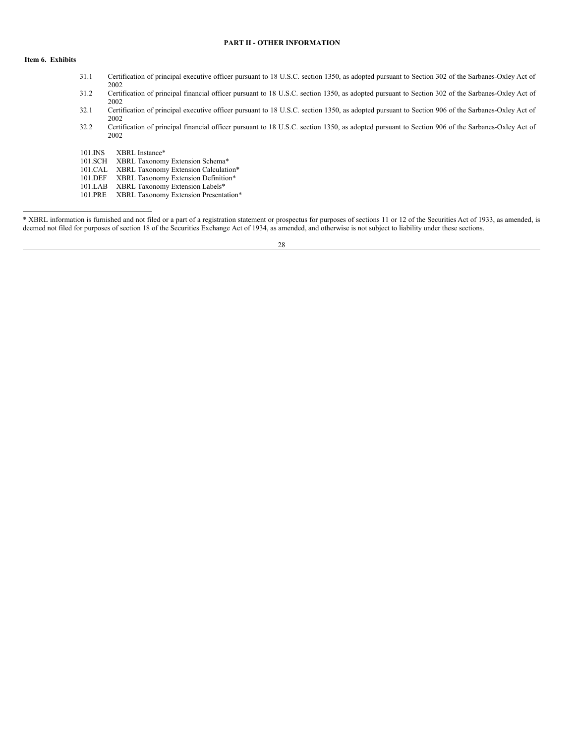## PART II - OTHER INFORMATION

### Item 6. Exhibits

| | |
|---|---|
| 31.1 | Certification of principal executive officer pursuant to 18 U.S.C. section 1350, as adopted pursuant to Section 302 of the Sarbanes-Oxley Act of 2002 |
| 31.2 | Certification of principal financial officer pursuant to 18 U.S.C. section 1350, as adopted pursuant to Section 302 of the Sarbanes-Oxley Act of 2002 |
| 32.1 | Certification of principal executive officer pursuant to 18 U.S.C. section 1350, as adopted pursuant to Section 906 of the Sarbanes-Oxley Act of 2002 |
| 32.2 | Certification of principal financial officer pursuant to 18 U.S.C. section 1350, as adopted pursuant to Section 906 of the Sarbanes-Oxley Act of 2002 |

| | |
|---|---|
| 101.INS | XBRL Instance* |
| 101.SCH | XBRL Taxonomy Extension Schema* |
| 101.CAL | XBRL Taxonomy Extension Calculation* |
| 101.DEF | XBRL Taxonomy Extension Definition* |
| 101.LAB | XBRL Taxonomy Extension Labels* |
| 101.PRE | XBRL Taxonomy Extension Presentation* |

---

* XBRL information is furnished and not filed or a part of a registration statement or prospectus for purposes of sections 11 or 12 of the Securities Act of 1933, as amended, is deemed not filed for purposes of section 18 of the Securities Exchange Act of 1934, as amended, and otherwise is not subject to liability under these sections.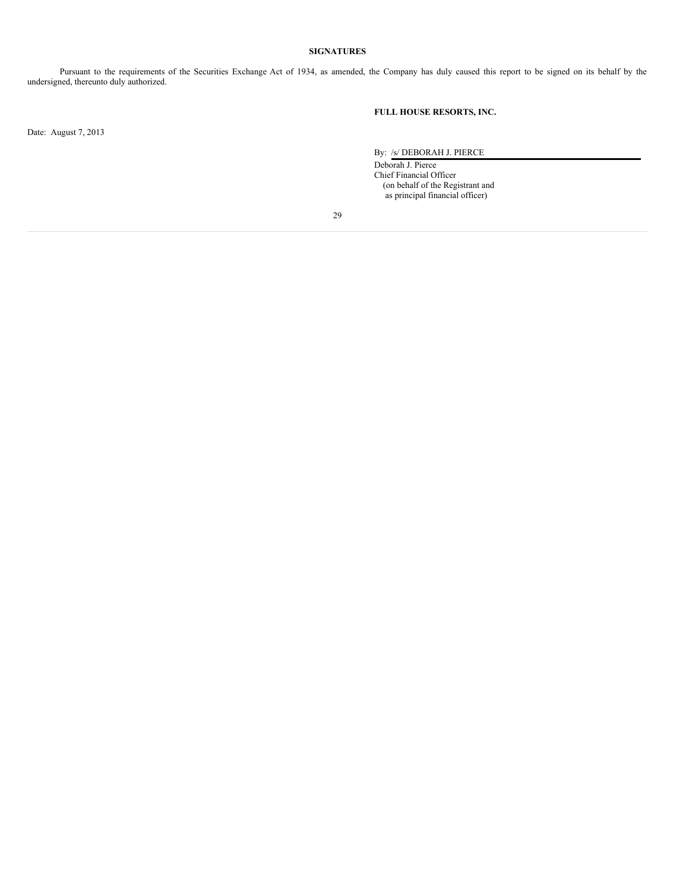**SIGNATURES**

Pursuant to the requirements of the Securities Exchange Act of 1934, as amended, the Company has duly caused this report to be signed on its behalf by the undersigned, thereunto duly authorized.

**FULL HOUSE RESORTS, INC.**

Date: August 7, 2013

By: /s/ DEBORAH J. PIERCE

Deborah J. Pierce
Chief Financial Officer
(on behalf of the Registrant and
as principal financial officer)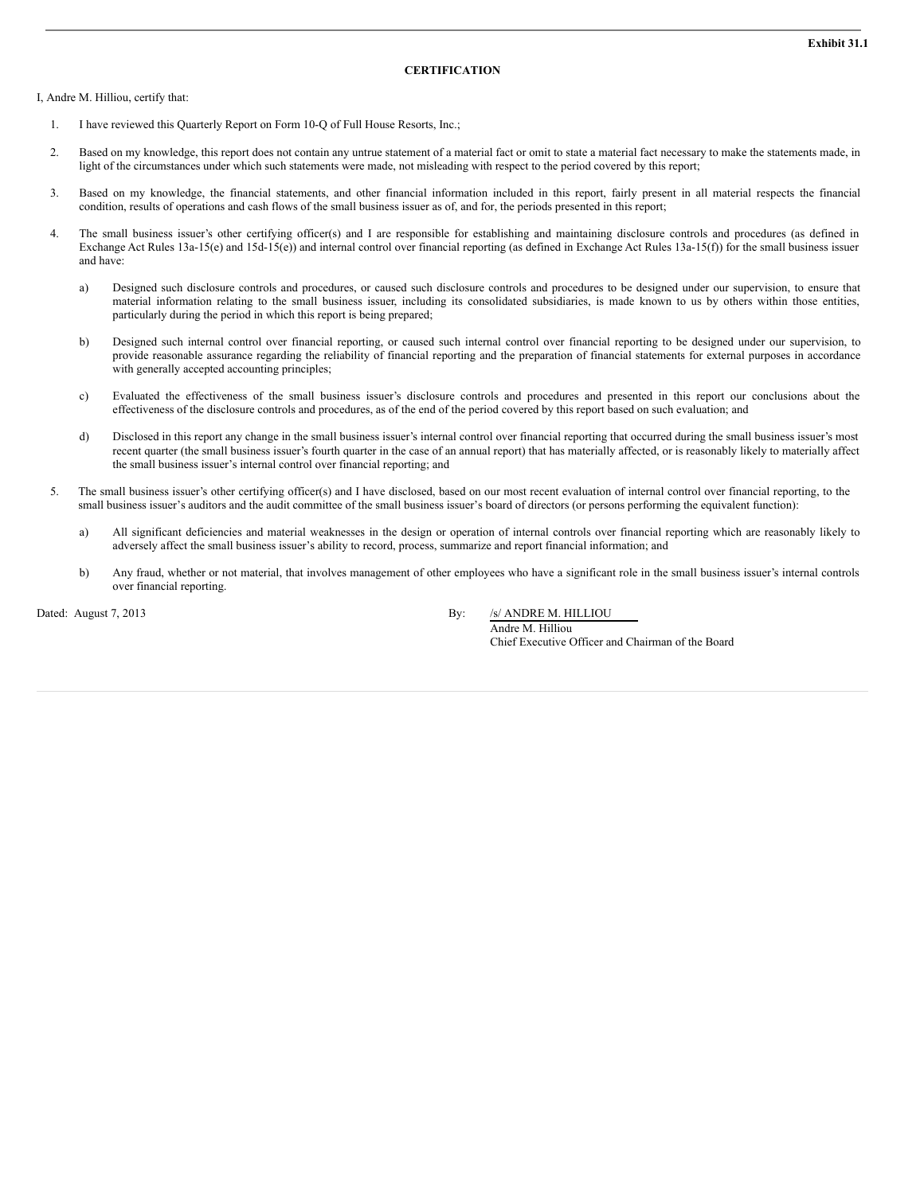**Exhibit 31.1**

**CERTIFICATION**

I, Andre M. Hilliou, certify that:

1. I have reviewed this Quarterly Report on Form 10-Q of Full House Resorts, Inc.;

2. Based on my knowledge, this report does not contain any untrue statement of a material fact or omit to state a material fact necessary to make the statements made, in light of the circumstances under which such statements were made, not misleading with respect to the period covered by this report;

3. Based on my knowledge, the financial statements, and other financial information included in this report, fairly present in all material respects the financial condition, results of operations and cash flows of the small business issuer as of, and for, the periods presented in this report;

4. The small business issuer's other certifying officer(s) and I are responsible for establishing and maintaining disclosure controls and procedures (as defined in Exchange Act Rules 13a-15(e) and 15d-15(e)) and internal control over financial reporting (as defined in Exchange Act Rules 13a-15(f)) for the small business issuer and have:

   a) Designed such disclosure controls and procedures, or caused such disclosure controls and procedures to be designed under our supervision, to ensure that material information relating to the small business issuer, including its consolidated subsidiaries, is made known to us by others within those entities, particularly during the period in which this report is being prepared;

   b) Designed such internal control over financial reporting, or caused such internal control over financial reporting to be designed under our supervision, to provide reasonable assurance regarding the reliability of financial reporting and the preparation of financial statements for external purposes in accordance with generally accepted accounting principles;

   c) Evaluated the effectiveness of the small business issuer's disclosure controls and procedures and presented in this report our conclusions about the effectiveness of the disclosure controls and procedures, as of the end of the period covered by this report based on such evaluation; and

   d) Disclosed in this report any change in the small business issuer's internal control over financial reporting that occurred during the small business issuer's most recent quarter (the small business issuer's fourth quarter in the case of an annual report) that has materially affected, or is reasonably likely to materially affect the small business issuer's internal control over financial reporting; and

5. The small business issuer's other certifying officer(s) and I have disclosed, based on our most recent evaluation of internal control over financial reporting, to the small business issuer's auditors and the audit committee of the small business issuer's board of directors (or persons performing the equivalent function):

   a) All significant deficiencies and material weaknesses in the design or operation of internal controls over financial reporting which are reasonably likely to adversely affect the small business issuer's ability to record, process, summarize and report financial information; and

   b) Any fraud, whether or not material, that involves management of other employees who have a significant role in the small business issuer's internal controls over financial reporting.

Dated: August 7, 2013

By: /s/ ANDRE M. HILLIOU
Andre M. Hilliou
Chief Executive Officer and Chairman of the Board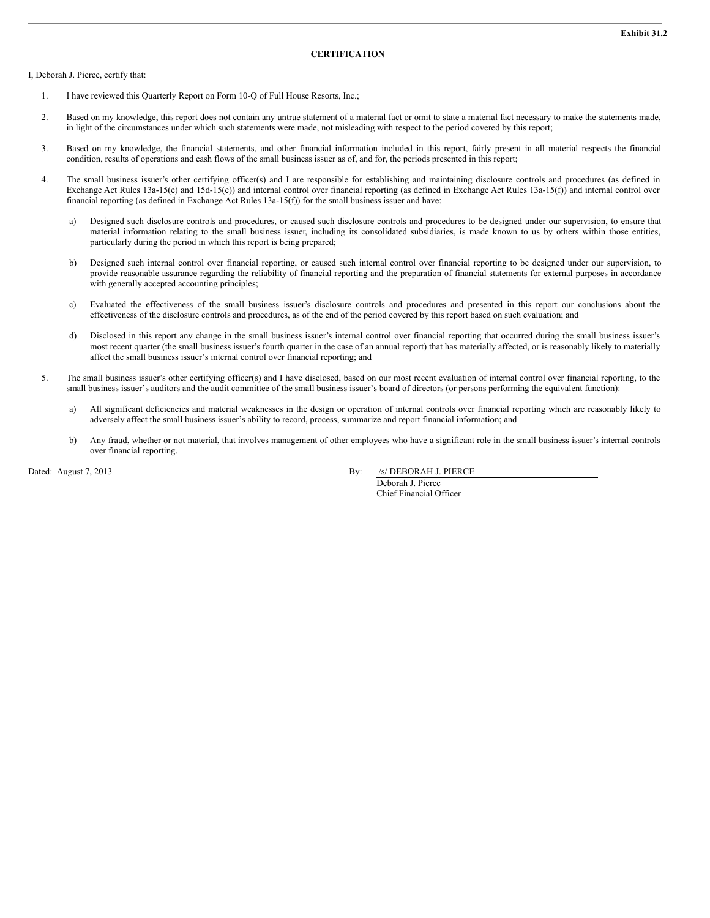**Exhibit 31.2**

**CERTIFICATION**

I, Deborah J. Pierce, certify that:

1. I have reviewed this Quarterly Report on Form 10-Q of Full House Resorts, Inc.;

2. Based on my knowledge, this report does not contain any untrue statement of a material fact or omit to state a material fact necessary to make the statements made, in light of the circumstances under which such statements were made, not misleading with respect to the period covered by this report;

3. Based on my knowledge, the financial statements, and other financial information included in this report, fairly present in all material respects the financial condition, results of operations and cash flows of the small business issuer as of, and for, the periods presented in this report;

4. The small business issuer's other certifying officer(s) and I are responsible for establishing and maintaining disclosure controls and procedures (as defined in Exchange Act Rules 13a-15(e) and 15d-15(e)) and internal control over financial reporting (as defined in Exchange Act Rules 13a-15(f)) and internal control over financial reporting (as defined in Exchange Act Rules 13a-15(f)) for the small business issuer and have:

   a) Designed such disclosure controls and procedures, or caused such disclosure controls and procedures to be designed under our supervision, to ensure that material information relating to the small business issuer, including its consolidated subsidiaries, is made known to us by others within those entities, particularly during the period in which this report is being prepared;

   b) Designed such internal control over financial reporting, or caused such internal control over financial reporting to be designed under our supervision, to provide reasonable assurance regarding the reliability of financial reporting and the preparation of financial statements for external purposes in accordance with generally accepted accounting principles;

   c) Evaluated the effectiveness of the small business issuer's disclosure controls and procedures and presented in this report our conclusions about the effectiveness of the disclosure controls and procedures, as of the end of the period covered by this report based on such evaluation; and

   d) Disclosed in this report any change in the small business issuer's internal control over financial reporting that occurred during the small business issuer's most recent quarter (the small business issuer's fourth quarter in the case of an annual report) that has materially affected, or is reasonably likely to materially affect the small business issuer's internal control over financial reporting; and

5. The small business issuer's other certifying officer(s) and I have disclosed, based on our most recent evaluation of internal control over financial reporting, to the small business issuer's auditors and the audit committee of the small business issuer's board of directors (or persons performing the equivalent function):

   a) All significant deficiencies and material weaknesses in the design or operation of internal controls over financial reporting which are reasonably likely to adversely affect the small business issuer's ability to record, process, summarize and report financial information; and

   b) Any fraud, whether or not material, that involves management of other employees who have a significant role in the small business issuer's internal controls over financial reporting.

Dated: August 7, 2013

By: /s/ DEBORAH J. PIERCE
Deborah J. Pierce
Chief Financial Officer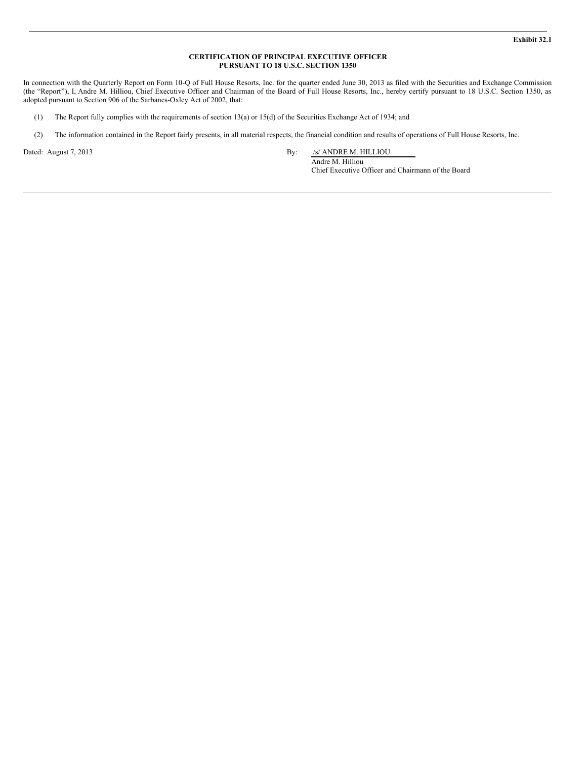**Exhibit 32.1**

**CERTIFICATION OF PRINCIPAL EXECUTIVE OFFICER**
**PURSUANT TO 18 U.S.C. SECTION 1350**

In connection with the Quarterly Report on Form 10-Q of Full House Resorts, Inc. for the quarter ended June 30, 2013 as filed with the Securities and Exchange Commission (the "Report"), I, Andre M. Hilliou, Chief Executive Officer and Chairman of the Board of Full House Resorts, Inc., hereby certify pursuant to 18 U.S.C. Section 1350, as adopted pursuant to Section 906 of the Sarbanes-Oxley Act of 2002, that:

(1) The Report fully complies with the requirements of section 13(a) or 15(d) of the Securities Exchange Act of 1934; and

(2) The information contained in the Report fairly presents, in all material respects, the financial condition and results of operations of Full House Resorts, Inc.

Dated: August 7, 2013

By: /s/ ANDRE M. HILLIOU
Andre M. Hilliou
Chief Executive Officer and Chairmann of the Board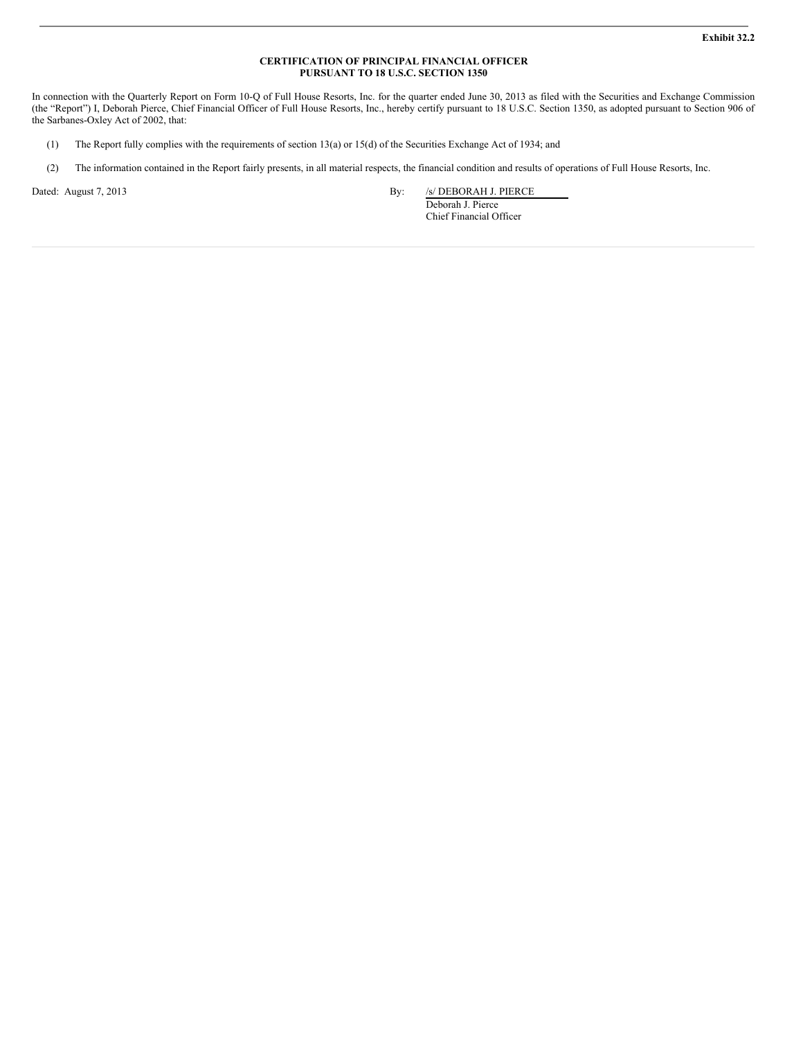**Exhibit 32.2**

**CERTIFICATION OF PRINCIPAL FINANCIAL OFFICER**
**PURSUANT TO 18 U.S.C. SECTION 1350**

In connection with the Quarterly Report on Form 10-Q of Full House Resorts, Inc. for the quarter ended June 30, 2013 as filed with the Securities and Exchange Commission (the "Report") I, Deborah Pierce, Chief Financial Officer of Full House Resorts, Inc., hereby certify pursuant to 18 U.S.C. Section 1350, as adopted pursuant to Section 906 of the Sarbanes-Oxley Act of 2002, that:

(1) The Report fully complies with the requirements of section 13(a) or 15(d) of the Securities Exchange Act of 1934; and

(2) The information contained in the Report fairly presents, in all material respects, the financial condition and results of operations of Full House Resorts, Inc.

Dated: August 7, 2013

By: /s/ DEBORAH J. PIERCE
Deborah J. Pierce
Chief Financial Officer